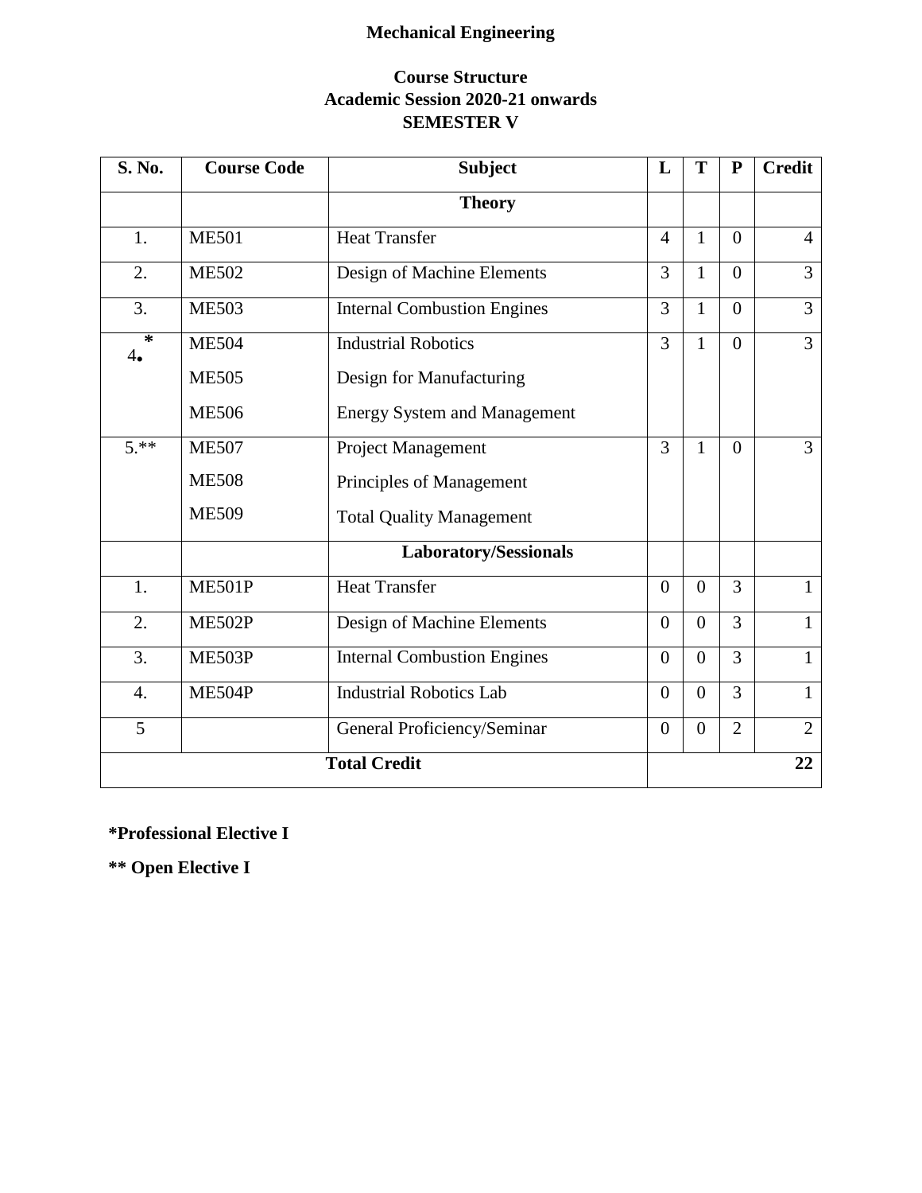# Mechanical Engineering

## Course Structure
## Academic Session 2020-21 onwards
## SEMESTER V

| S. No. | Course Code | Subject | L | T | P | Credit |
|---|---|---|---|---|---|---|
| | | **Theory** | | | | |
| 1. | ME501 | Heat Transfer | 4 | 1 | 0 | 4 |
| 2. | ME502 | Design of Machine Elements | 3 | 1 | 0 | 3 |
| 3. | ME503 | Internal Combustion Engines | 3 | 1 | 0 | 3 |
| 4.* | ME504<br>ME505<br>ME506 | Industrial Robotics<br>Design for Manufacturing<br>Energy System and Management | 3 | 1 | 0 | 3 |
| 5.** | ME507<br>ME508<br>ME509 | Project Management<br>Principles of Management<br>Total Quality Management | 3 | 1 | 0 | 3 |
| | | **Laboratory/Sessionals** | | | | |
| 1. | ME501P | Heat Transfer | 0 | 0 | 3 | 1 |
| 2. | ME502P | Design of Machine Elements | 0 | 0 | 3 | 1 |
| 3. | ME503P | Internal Combustion Engines | 0 | 0 | 3 | 1 |
| 4. | ME504P | Industrial Robotics Lab | 0 | 0 | 3 | 1 |
| 5 | | General Proficiency/Seminar | 0 | 0 | 2 | 2 |
| **Total Credit** | | | | | | **22** |

**\*Professional Elective I**

**\*\* Open Elective I**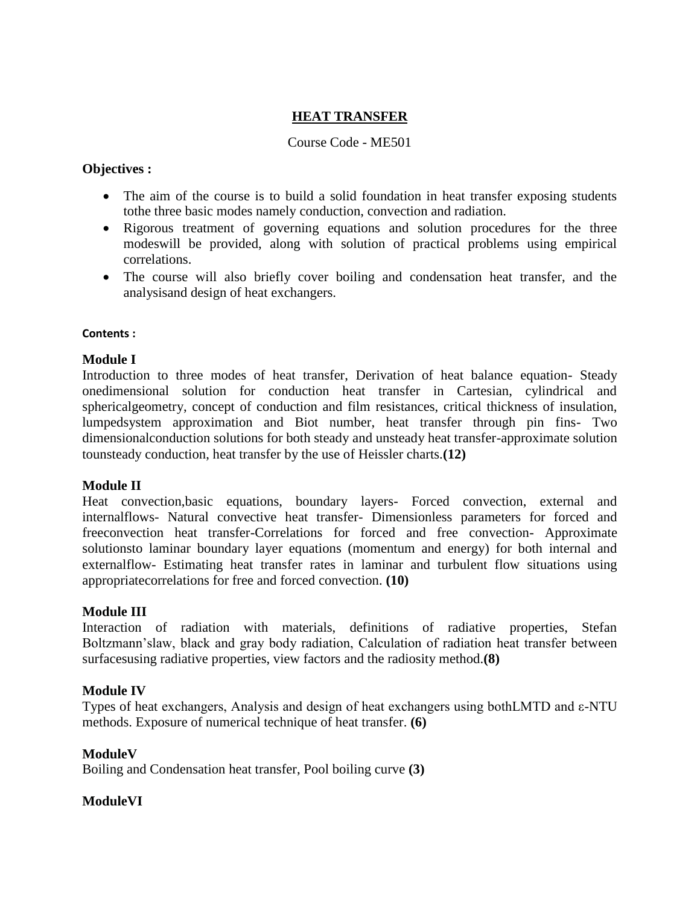# HEAT TRANSFER

Course Code - ME501

**Objectives :**

- The aim of the course is to build a solid foundation in heat transfer exposing students tothe three basic modes namely conduction, convection and radiation.
- Rigorous treatment of governing equations and solution procedures for the three modeswill be provided, along with solution of practical problems using empirical correlations.
- The course will also briefly cover boiling and condensation heat transfer, and the analysisand design of heat exchangers.

**Contents :**

### Module I

Introduction to three modes of heat transfer, Derivation of heat balance equation- Steady onedimensional solution for conduction heat transfer in Cartesian, cylindrical and sphericalgeometry, concept of conduction and film resistances, critical thickness of insulation, lumpedsystem approximation and Biot number, heat transfer through pin fins- Two dimensionalconduction solutions for both steady and unsteady heat transfer-approximate solution tounsteady conduction, heat transfer by the use of Heissler charts.**(12)**

### Module II

Heat convection,basic equations, boundary layers- Forced convection, external and internalflows- Natural convective heat transfer- Dimensionless parameters for forced and freeconvection heat transfer-Correlations for forced and free convection- Approximate solutionsto laminar boundary layer equations (momentum and energy) for both internal and externalflow- Estimating heat transfer rates in laminar and turbulent flow situations using appropriatecorrelations for free and forced convection. **(10)**

### Module III

Interaction of radiation with materials, definitions of radiative properties, Stefan Boltzmann'slaw, black and gray body radiation, Calculation of radiation heat transfer between surfacesusing radiative properties, view factors and the radiosity method.**(8)**

### Module IV

Types of heat exchangers, Analysis and design of heat exchangers using bothLMTD and ε-NTU methods. Exposure of numerical technique of heat transfer. **(6)**

### ModuleV

Boiling and Condensation heat transfer, Pool boiling curve **(3)**

### ModuleVI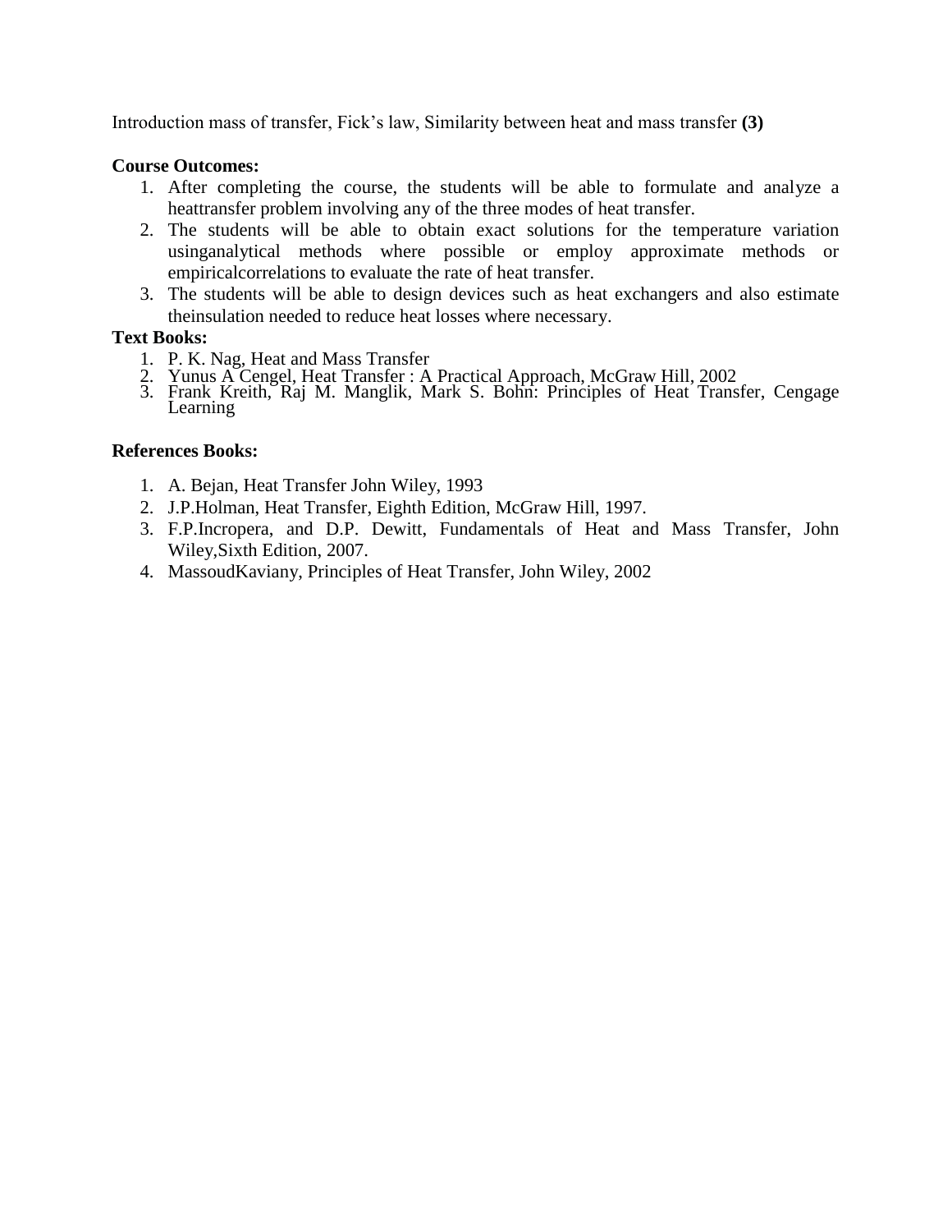Introduction mass of transfer, Fick's law, Similarity between heat and mass transfer **(3)**

**Course Outcomes:**

1. After completing the course, the students will be able to formulate and analyze a heattransfer problem involving any of the three modes of heat transfer.
2. The students will be able to obtain exact solutions for the temperature variation usinganalytical methods where possible or employ approximate methods or empiricalcorrelations to evaluate the rate of heat transfer.
3. The students will be able to design devices such as heat exchangers and also estimate theinsulation needed to reduce heat losses where necessary.

**Text Books:**

1. P. K. Nag, Heat and Mass Transfer
2. Yunus A Cengel, Heat Transfer : A Practical Approach, McGraw Hill, 2002
3. Frank Kreith, Raj M. Manglik, Mark S. Bohn: Principles of Heat Transfer, Cengage Learning

**References Books:**

1. A. Bejan, Heat Transfer John Wiley, 1993
2. J.P.Holman, Heat Transfer, Eighth Edition, McGraw Hill, 1997.
3. F.P.Incropera, and D.P. Dewitt, Fundamentals of Heat and Mass Transfer, John Wiley,Sixth Edition, 2007.
4. MassoudKaviany, Principles of Heat Transfer, John Wiley, 2002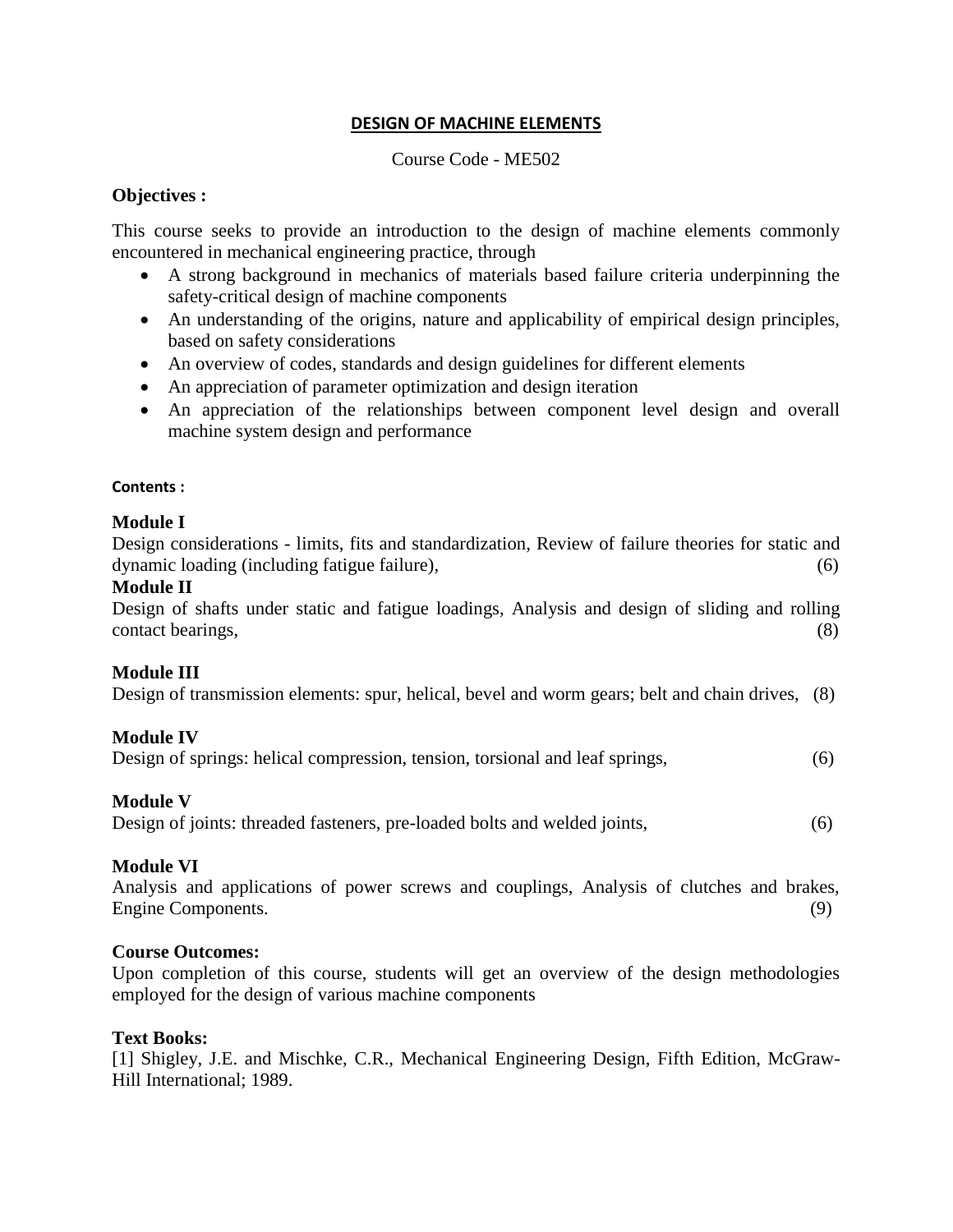## DESIGN OF MACHINE ELEMENTS

Course Code - ME502

**Objectives :**

This course seeks to provide an introduction to the design of machine elements commonly encountered in mechanical engineering practice, through

- A strong background in mechanics of materials based failure criteria underpinning the safety-critical design of machine components
- An understanding of the origins, nature and applicability of empirical design principles, based on safety considerations
- An overview of codes, standards and design guidelines for different elements
- An appreciation of parameter optimization and design iteration
- An appreciation of the relationships between component level design and overall machine system design and performance

**Contents :**

**Module I**

Design considerations - limits, fits and standardization, Review of failure theories for static and dynamic loading (including fatigue failure), (6)

**Module II**

Design of shafts under static and fatigue loadings, Analysis and design of sliding and rolling contact bearings, (8)

**Module III**

Design of transmission elements: spur, helical, bevel and worm gears; belt and chain drives, (8)

**Module IV**

Design of springs: helical compression, tension, torsional and leaf springs, (6)

**Module V**

Design of joints: threaded fasteners, pre-loaded bolts and welded joints, (6)

**Module VI**

Analysis and applications of power screws and couplings, Analysis of clutches and brakes, Engine Components. (9)

**Course Outcomes:**

Upon completion of this course, students will get an overview of the design methodologies employed for the design of various machine components

**Text Books:**

[1] Shigley, J.E. and Mischke, C.R., Mechanical Engineering Design, Fifth Edition, McGraw-Hill International; 1989.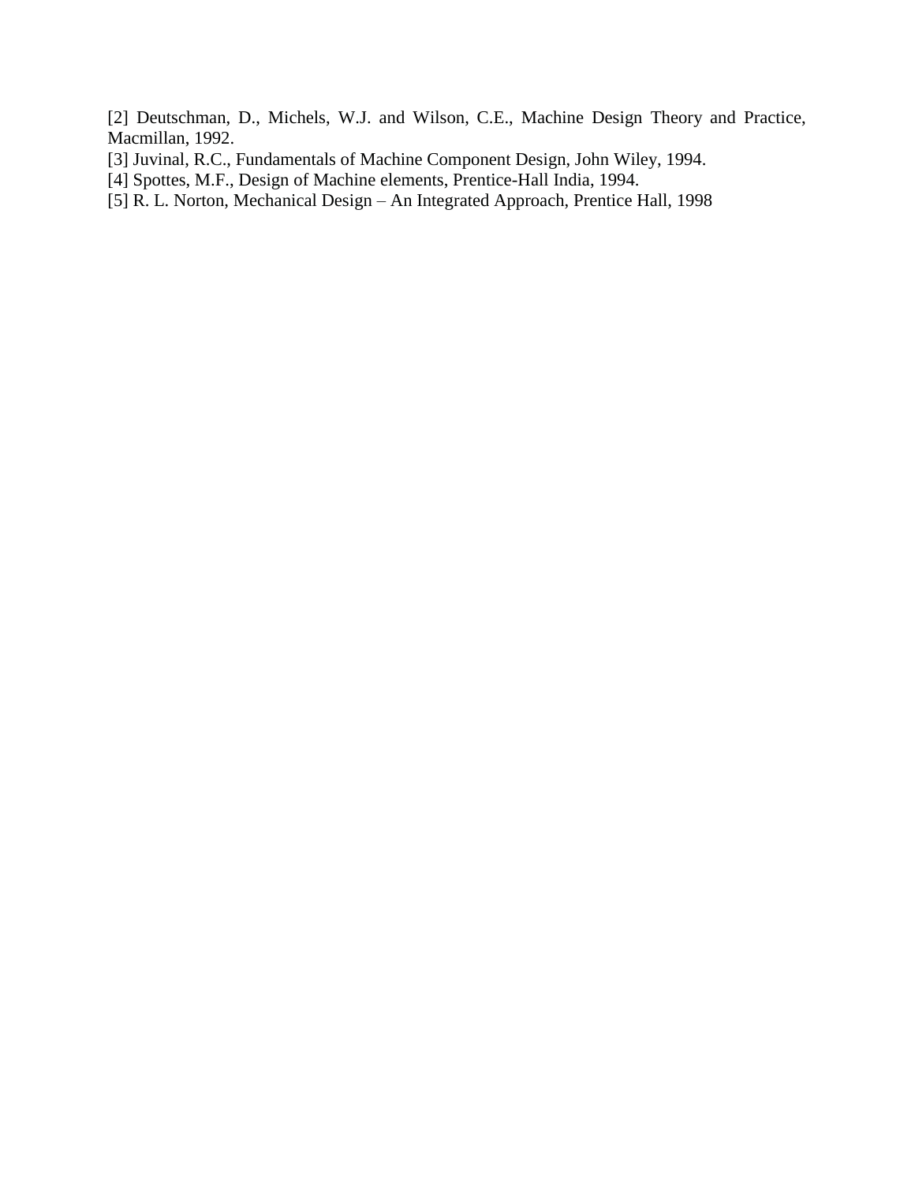[2] Deutschman, D., Michels, W.J. and Wilson, C.E., Machine Design Theory and Practice, Macmillan, 1992.

[3] Juvinal, R.C., Fundamentals of Machine Component Design, John Wiley, 1994.

[4] Spottes, M.F., Design of Machine elements, Prentice-Hall India, 1994.

[5] R. L. Norton, Mechanical Design – An Integrated Approach, Prentice Hall, 1998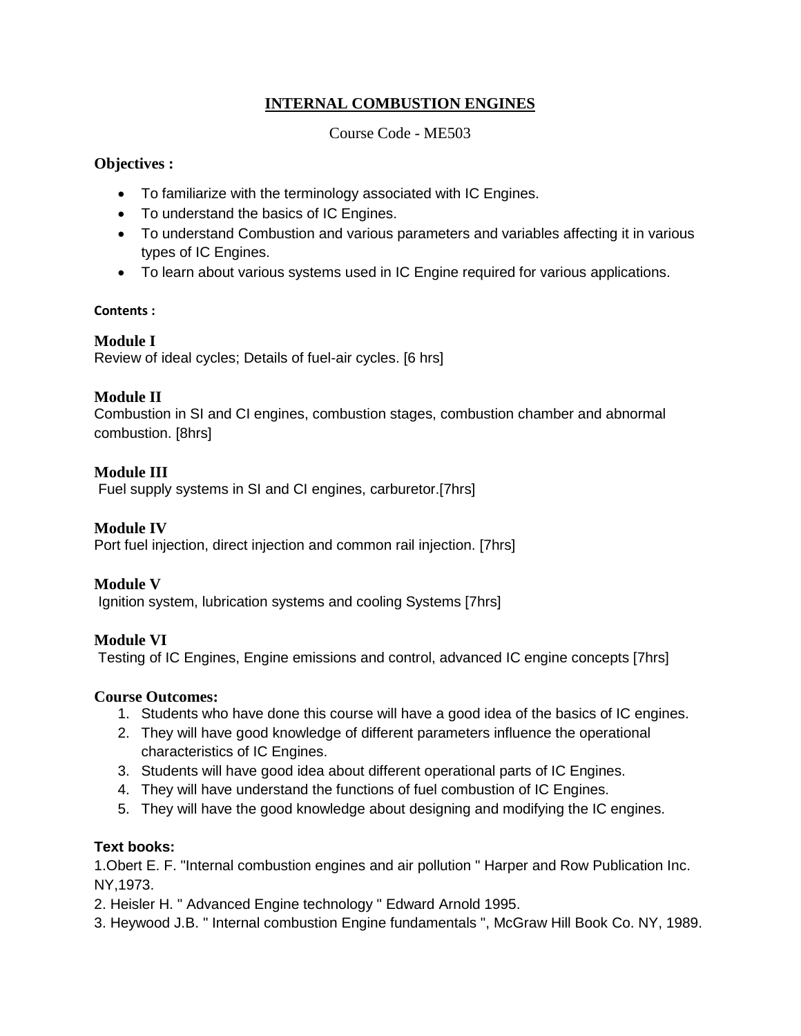# INTERNAL COMBUSTION ENGINES

Course Code - ME503

**Objectives :**

- To familiarize with the terminology associated with IC Engines.
- To understand the basics of IC Engines.
- To understand Combustion and various parameters and variables affecting it in various types of IC Engines.
- To learn about various systems used in IC Engine required for various applications.

**Contents :**

**Module I**
Review of ideal cycles; Details of fuel-air cycles. [6 hrs]

**Module II**
Combustion in SI and CI engines, combustion stages, combustion chamber and abnormal combustion. [8hrs]

**Module III**
Fuel supply systems in SI and CI engines, carburetor.[7hrs]

**Module IV**
Port fuel injection, direct injection and common rail injection. [7hrs]

**Module V**
Ignition system, lubrication systems and cooling Systems [7hrs]

**Module VI**
Testing of IC Engines, Engine emissions and control, advanced IC engine concepts [7hrs]

**Course Outcomes:**

1. Students who have done this course will have a good idea of the basics of IC engines.
2. They will have good knowledge of different parameters influence the operational characteristics of IC Engines.
3. Students will have good idea about different operational parts of IC Engines.
4. They will have understand the functions of fuel combustion of IC Engines.
5. They will have the good knowledge about designing and modifying the IC engines.

**Text books:**

1.Obert E. F. "Internal combustion engines and air pollution " Harper and Row Publication Inc. NY,1973.

2. Heisler H. " Advanced Engine technology " Edward Arnold 1995.

3. Heywood J.B. " Internal combustion Engine fundamentals ", McGraw Hill Book Co. NY, 1989.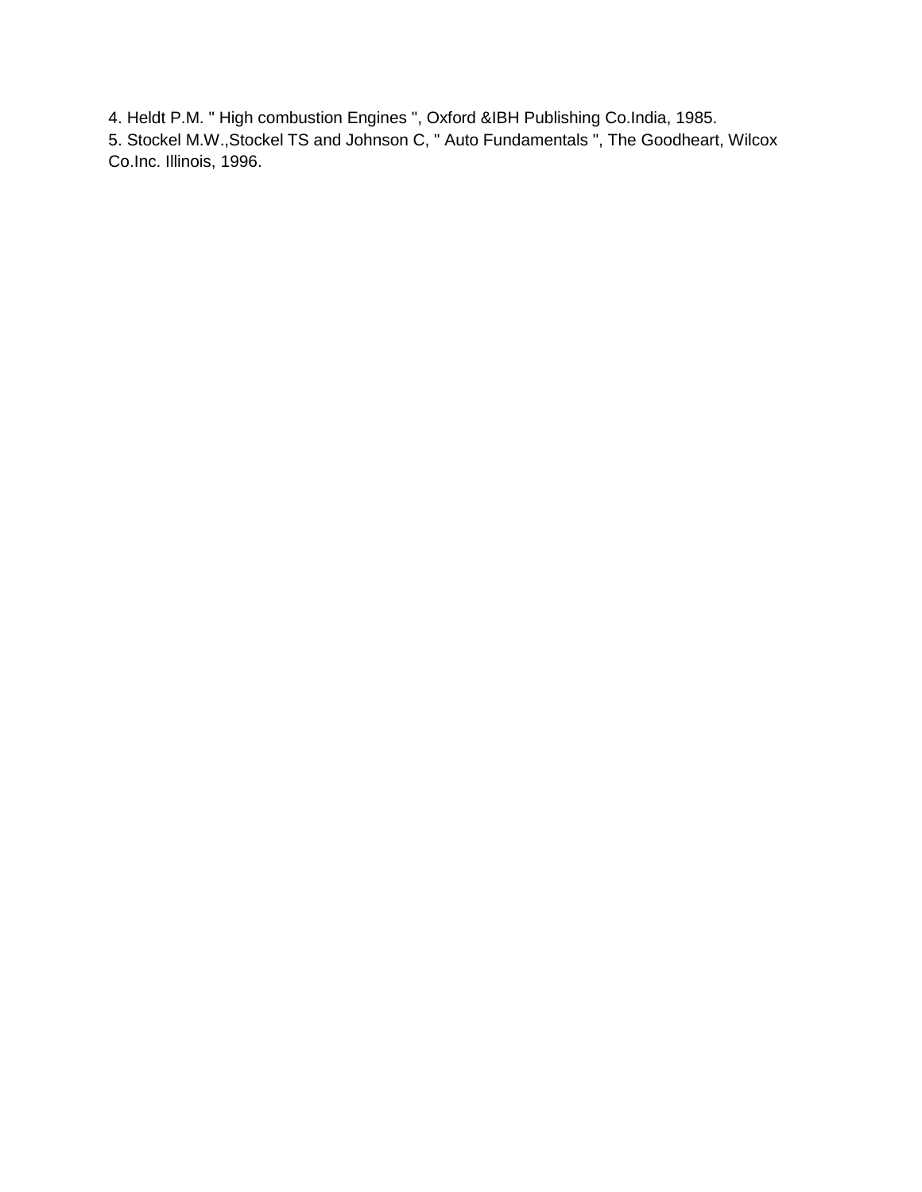4. Heldt P.M. " High combustion Engines ", Oxford &IBH Publishing Co.India, 1985.
5. Stockel M.W.,Stockel TS and Johnson C, " Auto Fundamentals ", The Goodheart, Wilcox Co.Inc. Illinois, 1996.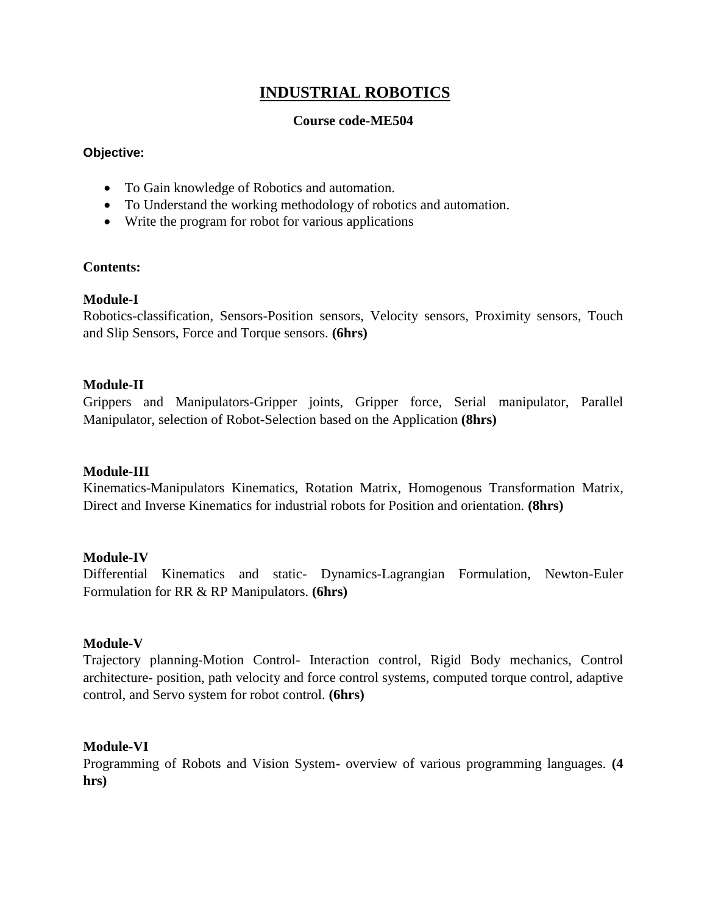# INDUSTRIAL ROBOTICS

**Course code-ME504**

**Objective:**

- To Gain knowledge of Robotics and automation.
- To Understand the working methodology of robotics and automation.
- Write the program for robot for various applications

**Contents:**

**Module-I**

Robotics-classification, Sensors-Position sensors, Velocity sensors, Proximity sensors, Touch and Slip Sensors, Force and Torque sensors. **(6hrs)**

**Module-II**

Grippers and Manipulators-Gripper joints, Gripper force, Serial manipulator, Parallel Manipulator, selection of Robot-Selection based on the Application **(8hrs)**

**Module-III**

Kinematics-Manipulators Kinematics, Rotation Matrix, Homogenous Transformation Matrix, Direct and Inverse Kinematics for industrial robots for Position and orientation. **(8hrs)**

**Module-IV**

Differential Kinematics and static- Dynamics-Lagrangian Formulation, Newton-Euler Formulation for RR & RP Manipulators. **(6hrs)**

**Module-V**

Trajectory planning-Motion Control- Interaction control, Rigid Body mechanics, Control architecture- position, path velocity and force control systems, computed torque control, adaptive control, and Servo system for robot control. **(6hrs)**

**Module-VI**

Programming of Robots and Vision System- overview of various programming languages. **(4 hrs)**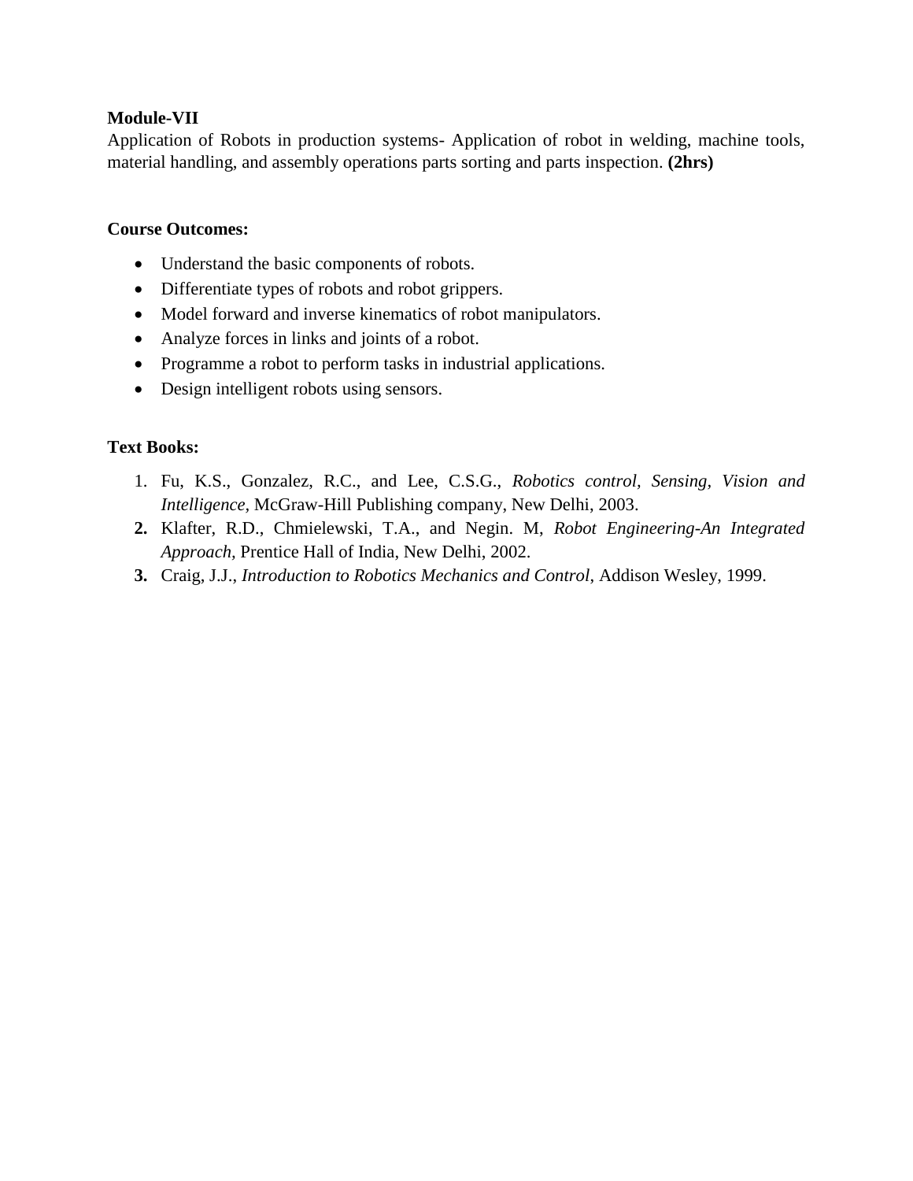**Module-VII**

Application of Robots in production systems- Application of robot in welding, machine tools, material handling, and assembly operations parts sorting and parts inspection. **(2hrs)**

**Course Outcomes:**

- Understand the basic components of robots.
- Differentiate types of robots and robot grippers.
- Model forward and inverse kinematics of robot manipulators.
- Analyze forces in links and joints of a robot.
- Programme a robot to perform tasks in industrial applications.
- Design intelligent robots using sensors.

**Text Books:**

1. Fu, K.S., Gonzalez, R.C., and Lee, C.S.G., *Robotics control, Sensing, Vision and Intelligence,* McGraw-Hill Publishing company, New Delhi, 2003.
2. Klafter, R.D., Chmielewski, T.A., and Negin. M, *Robot Engineering-An Integrated Approach,* Prentice Hall of India, New Delhi, 2002.
3. Craig, J.J., *Introduction to Robotics Mechanics and Control*, Addison Wesley, 1999.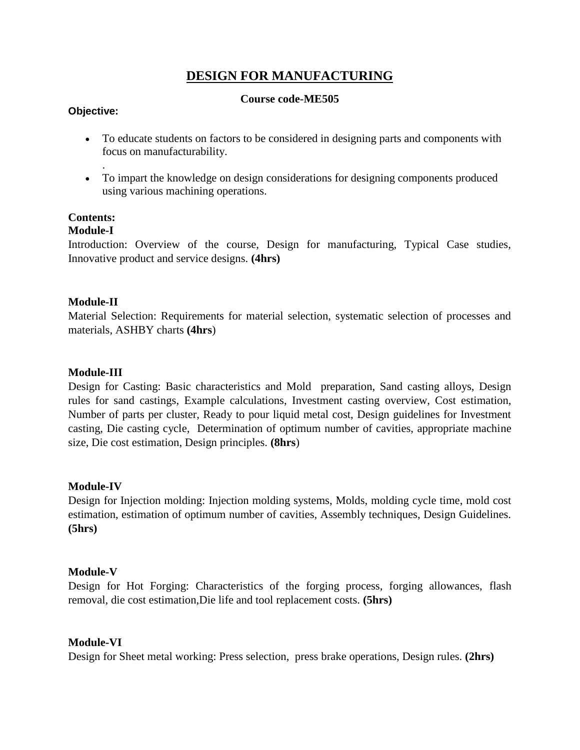# DESIGN FOR MANUFACTURING

**Course code-ME505**

**Objective:**

- To educate students on factors to be considered in designing parts and components with focus on manufacturability.
  .
- To impart the knowledge on design considerations for designing components produced using various machining operations.

**Contents:**

**Module-I**

Introduction: Overview of the course, Design for manufacturing, Typical Case studies, Innovative product and service designs. **(4hrs)**

**Module-II**

Material Selection: Requirements for material selection, systematic selection of processes and materials, ASHBY charts **(4hrs**)

**Module-III**

Design for Casting: Basic characteristics and Mold preparation, Sand casting alloys, Design rules for sand castings, Example calculations, Investment casting overview, Cost estimation, Number of parts per cluster, Ready to pour liquid metal cost, Design guidelines for Investment casting, Die casting cycle, Determination of optimum number of cavities, appropriate machine size, Die cost estimation, Design principles. **(8hrs**)

**Module-IV**

Design for Injection molding: Injection molding systems, Molds, molding cycle time, mold cost estimation, estimation of optimum number of cavities, Assembly techniques, Design Guidelines. **(5hrs)**

**Module-V**

Design for Hot Forging: Characteristics of the forging process, forging allowances, flash removal, die cost estimation,Die life and tool replacement costs. **(5hrs)**

**Module-VI**

Design for Sheet metal working: Press selection, press brake operations, Design rules. **(2hrs)**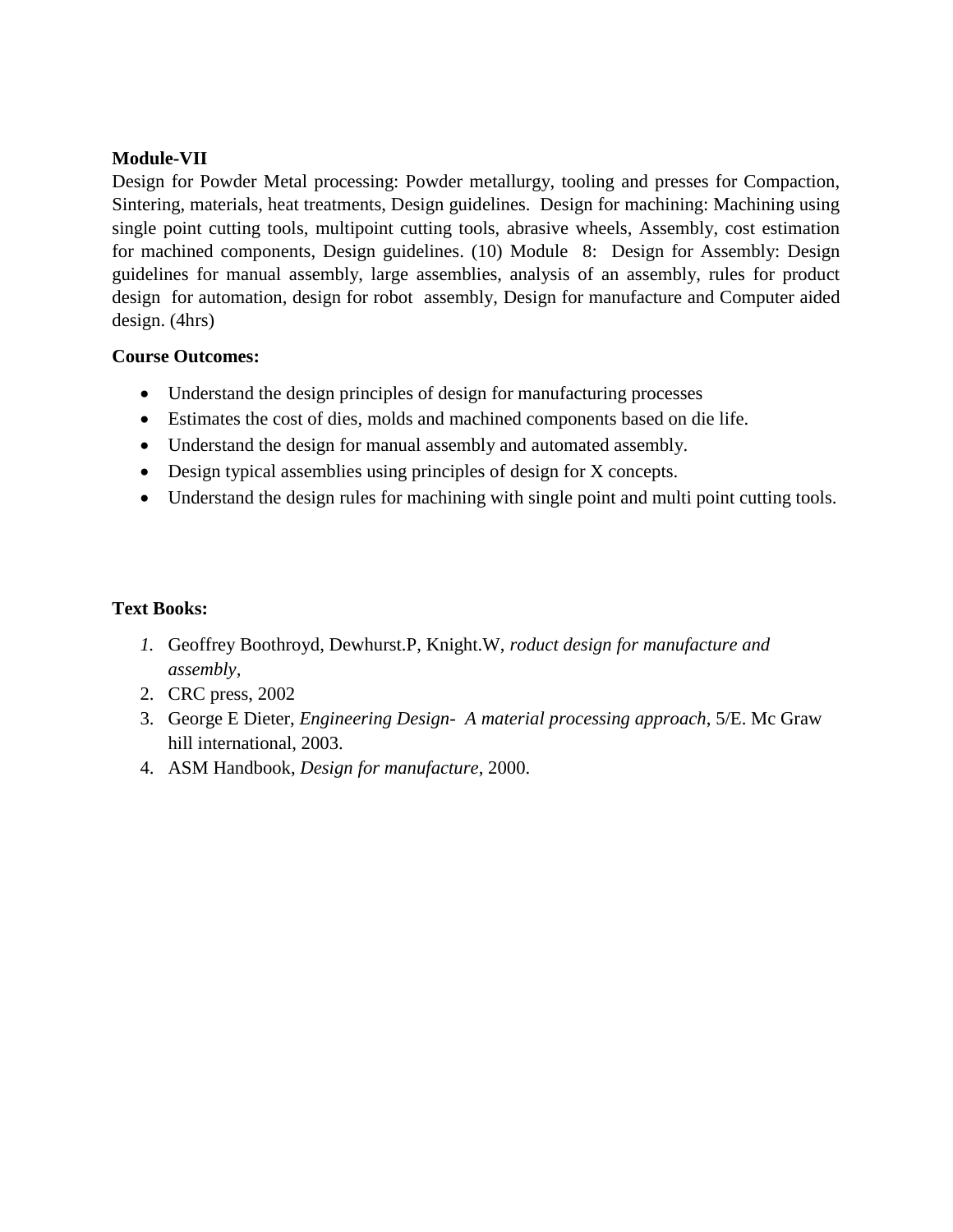**Module-VII**

Design for Powder Metal processing: Powder metallurgy, tooling and presses for Compaction, Sintering, materials, heat treatments, Design guidelines. Design for machining: Machining using single point cutting tools, multipoint cutting tools, abrasive wheels, Assembly, cost estimation for machined components, Design guidelines. (10) Module 8: Design for Assembly: Design guidelines for manual assembly, large assemblies, analysis of an assembly, rules for product design for automation, design for robot assembly, Design for manufacture and Computer aided design. (4hrs)

**Course Outcomes:**

- Understand the design principles of design for manufacturing processes
- Estimates the cost of dies, molds and machined components based on die life.
- Understand the design for manual assembly and automated assembly.
- Design typical assemblies using principles of design for X concepts.
- Understand the design rules for machining with single point and multi point cutting tools.

**Text Books:**

1. Geoffrey Boothroyd, Dewhurst.P, Knight.W, *roduct design for manufacture and assembly,*
2. CRC press, 2002
3. George E Dieter, *Engineering Design- A material processing approach,* 5/E. Mc Graw hill international, 2003.
4. ASM Handbook, *Design for manufacture*, 2000.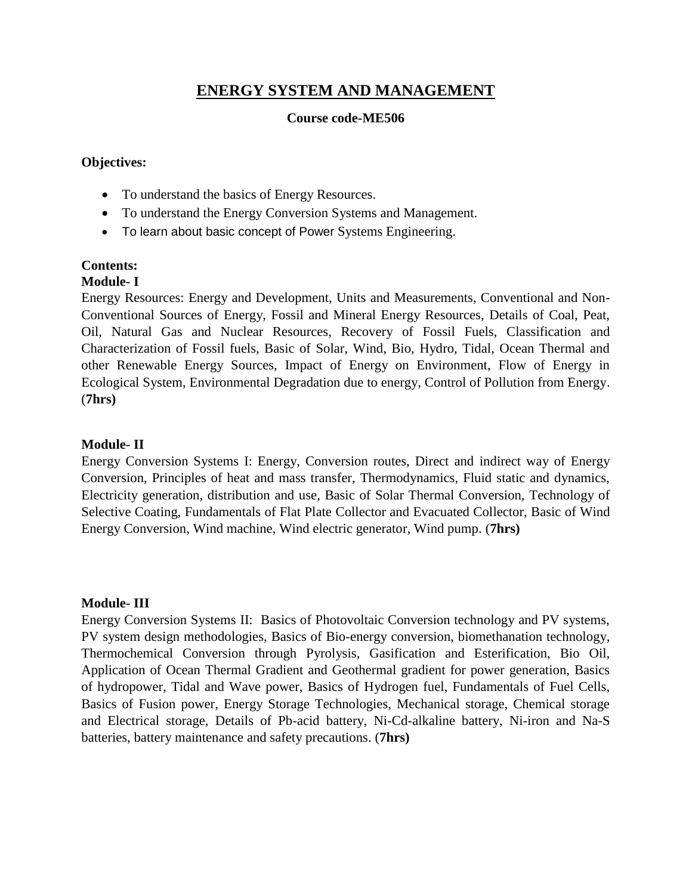# ENERGY SYSTEM AND MANAGEMENT

**Course code-ME506**

**Objectives:**

- To understand the basics of Energy Resources.
- To understand the Energy Conversion Systems and Management.
- To learn about basic concept of Power Systems Engineering.

**Contents:**

**Module- I**

Energy Resources: Energy and Development, Units and Measurements, Conventional and Non-Conventional Sources of Energy, Fossil and Mineral Energy Resources, Details of Coal, Peat, Oil, Natural Gas and Nuclear Resources, Recovery of Fossil Fuels, Classification and Characterization of Fossil fuels, Basic of Solar, Wind, Bio, Hydro, Tidal, Ocean Thermal and other Renewable Energy Sources, Impact of Energy on Environment, Flow of Energy in Ecological System, Environmental Degradation due to energy, Control of Pollution from Energy. (**7hrs)**

**Module- II**

Energy Conversion Systems I: Energy, Conversion routes, Direct and indirect way of Energy Conversion, Principles of heat and mass transfer, Thermodynamics, Fluid static and dynamics, Electricity generation, distribution and use, Basic of Solar Thermal Conversion, Technology of Selective Coating, Fundamentals of Flat Plate Collector and Evacuated Collector, Basic of Wind Energy Conversion, Wind machine, Wind electric generator, Wind pump. (**7hrs)**

**Module- III**

Energy Conversion Systems II: Basics of Photovoltaic Conversion technology and PV systems, PV system design methodologies, Basics of Bio-energy conversion, biomethanation technology, Thermochemical Conversion through Pyrolysis, Gasification and Esterification, Bio Oil, Application of Ocean Thermal Gradient and Geothermal gradient for power generation, Basics of hydropower, Tidal and Wave power, Basics of Hydrogen fuel, Fundamentals of Fuel Cells, Basics of Fusion power, Energy Storage Technologies, Mechanical storage, Chemical storage and Electrical storage, Details of Pb-acid battery, Ni-Cd-alkaline battery, Ni-iron and Na-S batteries, battery maintenance and safety precautions. (**7hrs)**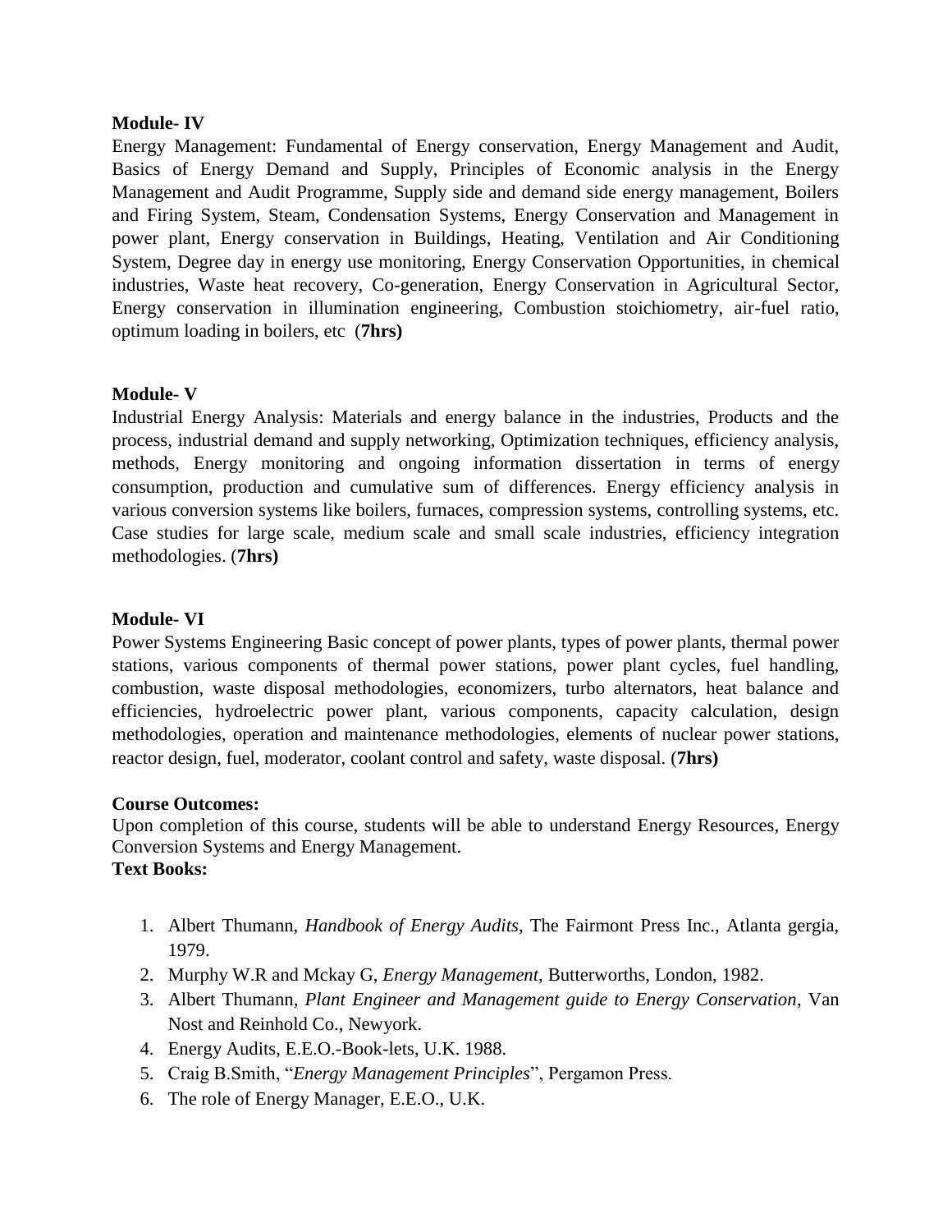**Module- IV**

Energy Management: Fundamental of Energy conservation, Energy Management and Audit, Basics of Energy Demand and Supply, Principles of Economic analysis in the Energy Management and Audit Programme, Supply side and demand side energy management, Boilers and Firing System, Steam, Condensation Systems, Energy Conservation and Management in power plant, Energy conservation in Buildings, Heating, Ventilation and Air Conditioning System, Degree day in energy use monitoring, Energy Conservation Opportunities, in chemical industries, Waste heat recovery, Co-generation, Energy Conservation in Agricultural Sector, Energy conservation in illumination engineering, Combustion stoichiometry, air-fuel ratio, optimum loading in boilers, etc (**7hrs)**

**Module- V**

Industrial Energy Analysis: Materials and energy balance in the industries, Products and the process, industrial demand and supply networking, Optimization techniques, efficiency analysis, methods, Energy monitoring and ongoing information dissertation in terms of energy consumption, production and cumulative sum of differences. Energy efficiency analysis in various conversion systems like boilers, furnaces, compression systems, controlling systems, etc. Case studies for large scale, medium scale and small scale industries, efficiency integration methodologies. (**7hrs)**

**Module- VI**

Power Systems Engineering Basic concept of power plants, types of power plants, thermal power stations, various components of thermal power stations, power plant cycles, fuel handling, combustion, waste disposal methodologies, economizers, turbo alternators, heat balance and efficiencies, hydroelectric power plant, various components, capacity calculation, design methodologies, operation and maintenance methodologies, elements of nuclear power stations, reactor design, fuel, moderator, coolant control and safety, waste disposal. (**7hrs)**

**Course Outcomes:**

Upon completion of this course, students will be able to understand Energy Resources, Energy Conversion Systems and Energy Management.

**Text Books:**

1. Albert Thumann, *Handbook of Energy Audits*, The Fairmont Press Inc., Atlanta gergia, 1979.
2. Murphy W.R and Mckay G, *Energy Management,* Butterworths, London, 1982.
3. Albert Thumann, *Plant Engineer and Management guide to Energy Conservation*, Van Nost and Reinhold Co., Newyork.
4. Energy Audits, E.E.O.-Book-lets, U.K. 1988.
5. Craig B.Smith, "*Energy Management Principles*", Pergamon Press.
6. The role of Energy Manager, E.E.O., U.K.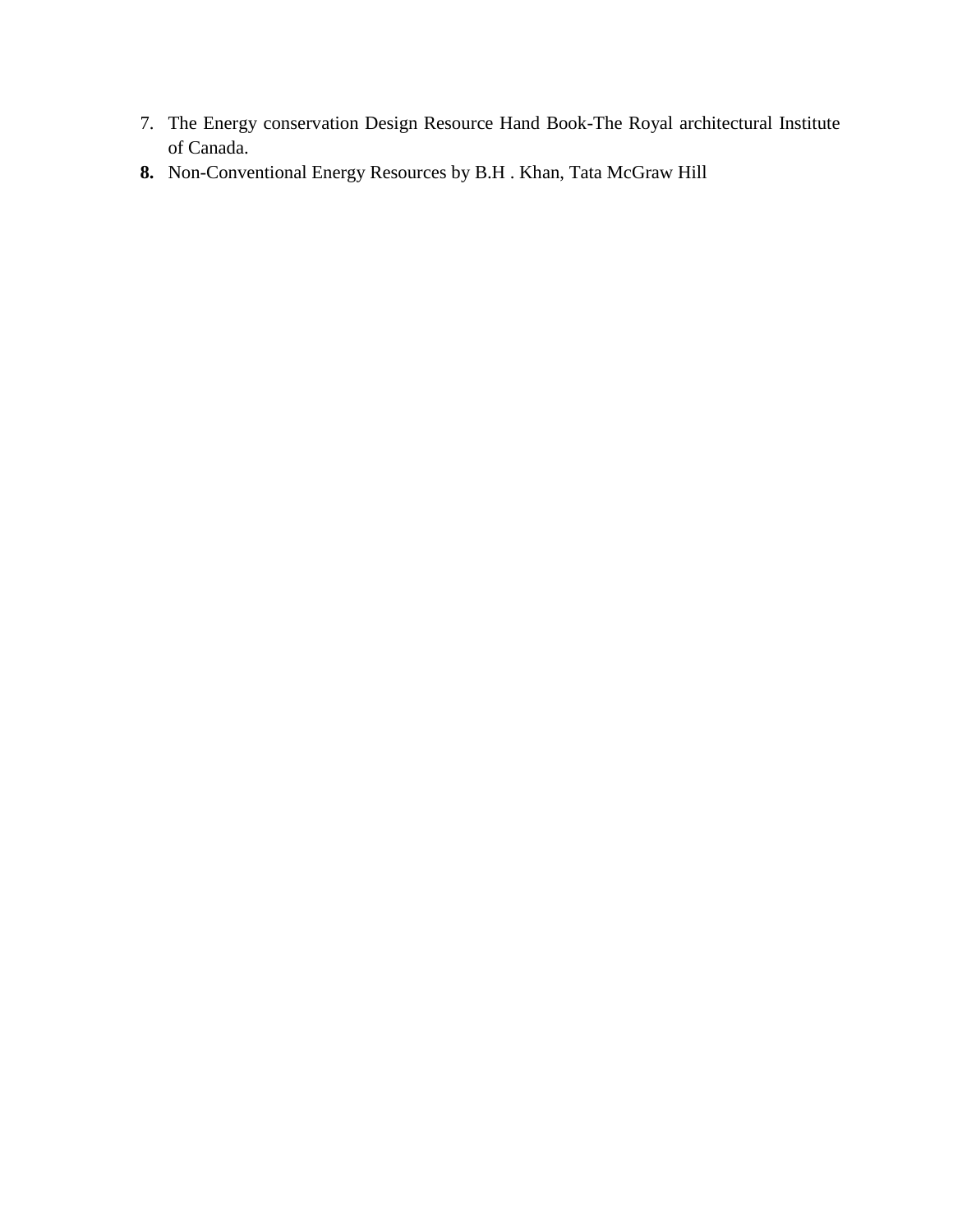7. The Energy conservation Design Resource Hand Book-The Royal architectural Institute of Canada.
8. Non-Conventional Energy Resources by B.H . Khan, Tata McGraw Hill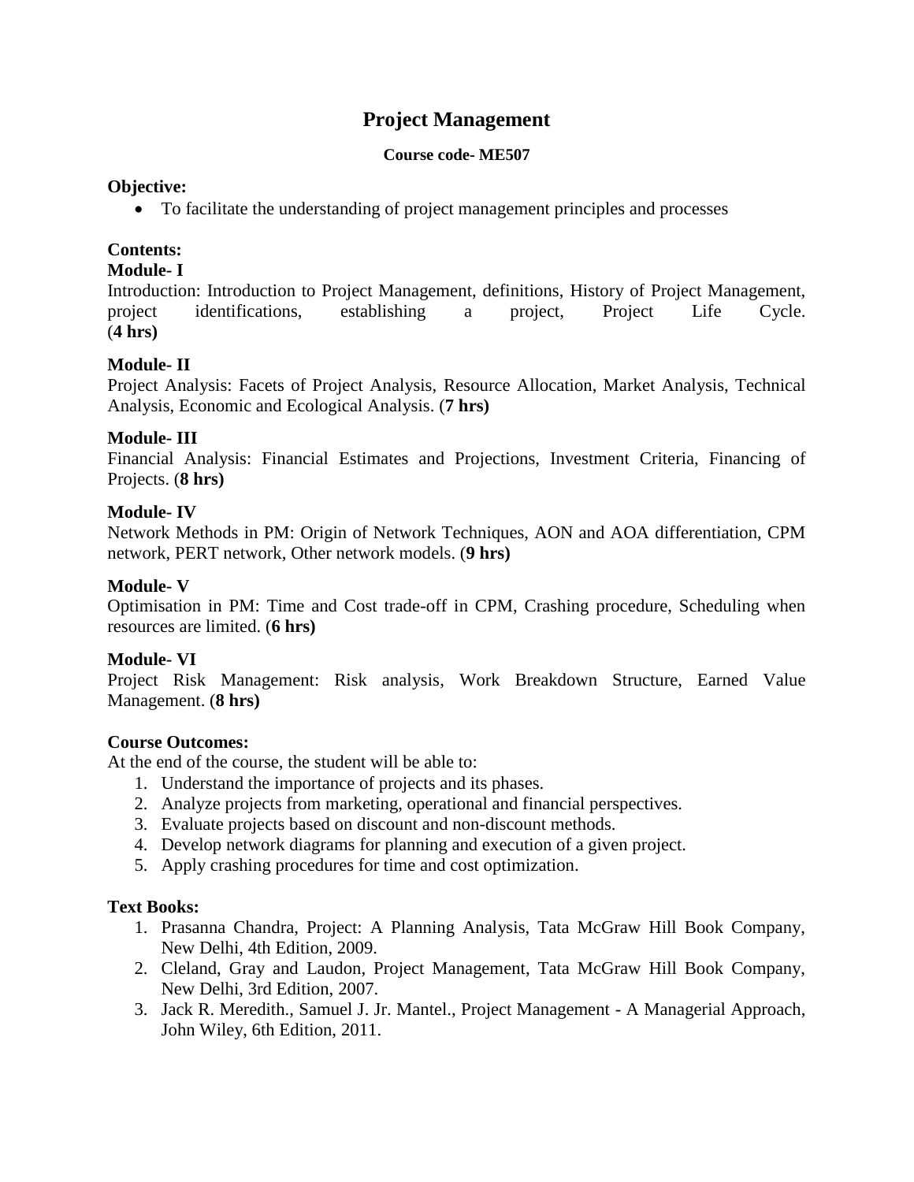# Project Management

**Course code- ME507**

**Objective:**

- To facilitate the understanding of project management principles and processes

**Contents:**

**Module- I**

Introduction: Introduction to Project Management, definitions, History of Project Management, project identifications, establishing a project, Project Life Cycle. (**4 hrs)**

**Module- II**

Project Analysis: Facets of Project Analysis, Resource Allocation, Market Analysis, Technical Analysis, Economic and Ecological Analysis. (**7 hrs)**

**Module- III**

Financial Analysis: Financial Estimates and Projections, Investment Criteria, Financing of Projects. (**8 hrs)**

**Module- IV**

Network Methods in PM: Origin of Network Techniques, AON and AOA differentiation, CPM network, PERT network, Other network models. (**9 hrs)**

**Module- V**

Optimisation in PM: Time and Cost trade-off in CPM, Crashing procedure, Scheduling when resources are limited. (**6 hrs)**

**Module- VI**

Project Risk Management: Risk analysis, Work Breakdown Structure, Earned Value Management. (**8 hrs)**

**Course Outcomes:**

At the end of the course, the student will be able to:

1. Understand the importance of projects and its phases.
2. Analyze projects from marketing, operational and financial perspectives.
3. Evaluate projects based on discount and non-discount methods.
4. Develop network diagrams for planning and execution of a given project.
5. Apply crashing procedures for time and cost optimization.

**Text Books:**

1. Prasanna Chandra, Project: A Planning Analysis, Tata McGraw Hill Book Company, New Delhi, 4th Edition, 2009.
2. Cleland, Gray and Laudon, Project Management, Tata McGraw Hill Book Company, New Delhi, 3rd Edition, 2007.
3. Jack R. Meredith., Samuel J. Jr. Mantel., Project Management - A Managerial Approach, John Wiley, 6th Edition, 2011.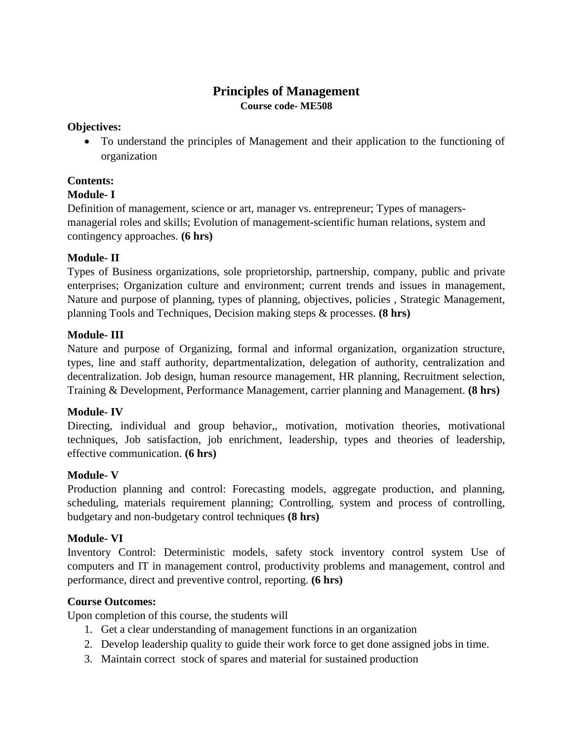# Principles of Management

**Course code- ME508**

**Objectives:**

- To understand the principles of Management and their application to the functioning of organization

**Contents:**

**Module- I**

Definition of management, science or art, manager vs. entrepreneur; Types of managers-managerial roles and skills; Evolution of management-scientific human relations, system and contingency approaches. **(6 hrs)**

**Module- II**

Types of Business organizations, sole proprietorship, partnership, company, public and private enterprises; Organization culture and environment; current trends and issues in management, Nature and purpose of planning, types of planning, objectives, policies , Strategic Management, planning Tools and Techniques, Decision making steps & processes. **(8 hrs)**

**Module- III**

Nature and purpose of Organizing, formal and informal organization, organization structure, types, line and staff authority, departmentalization, delegation of authority, centralization and decentralization. Job design, human resource management, HR planning, Recruitment selection, Training & Development, Performance Management, carrier planning and Management. **(8 hrs)**

**Module- IV**

Directing, individual and group behavior,, motivation, motivation theories, motivational techniques, Job satisfaction, job enrichment, leadership, types and theories of leadership, effective communication. **(6 hrs)**

**Module- V**

Production planning and control: Forecasting models, aggregate production, and planning, scheduling, materials requirement planning; Controlling, system and process of controlling, budgetary and non-budgetary control techniques **(8 hrs)**

**Module- VI**

Inventory Control: Deterministic models, safety stock inventory control system Use of computers and IT in management control, productivity problems and management, control and performance, direct and preventive control, reporting. **(6 hrs)**

**Course Outcomes:**

Upon completion of this course, the students will

1. Get a clear understanding of management functions in an organization
2. Develop leadership quality to guide their work force to get done assigned jobs in time.
3. Maintain correct stock of spares and material for sustained production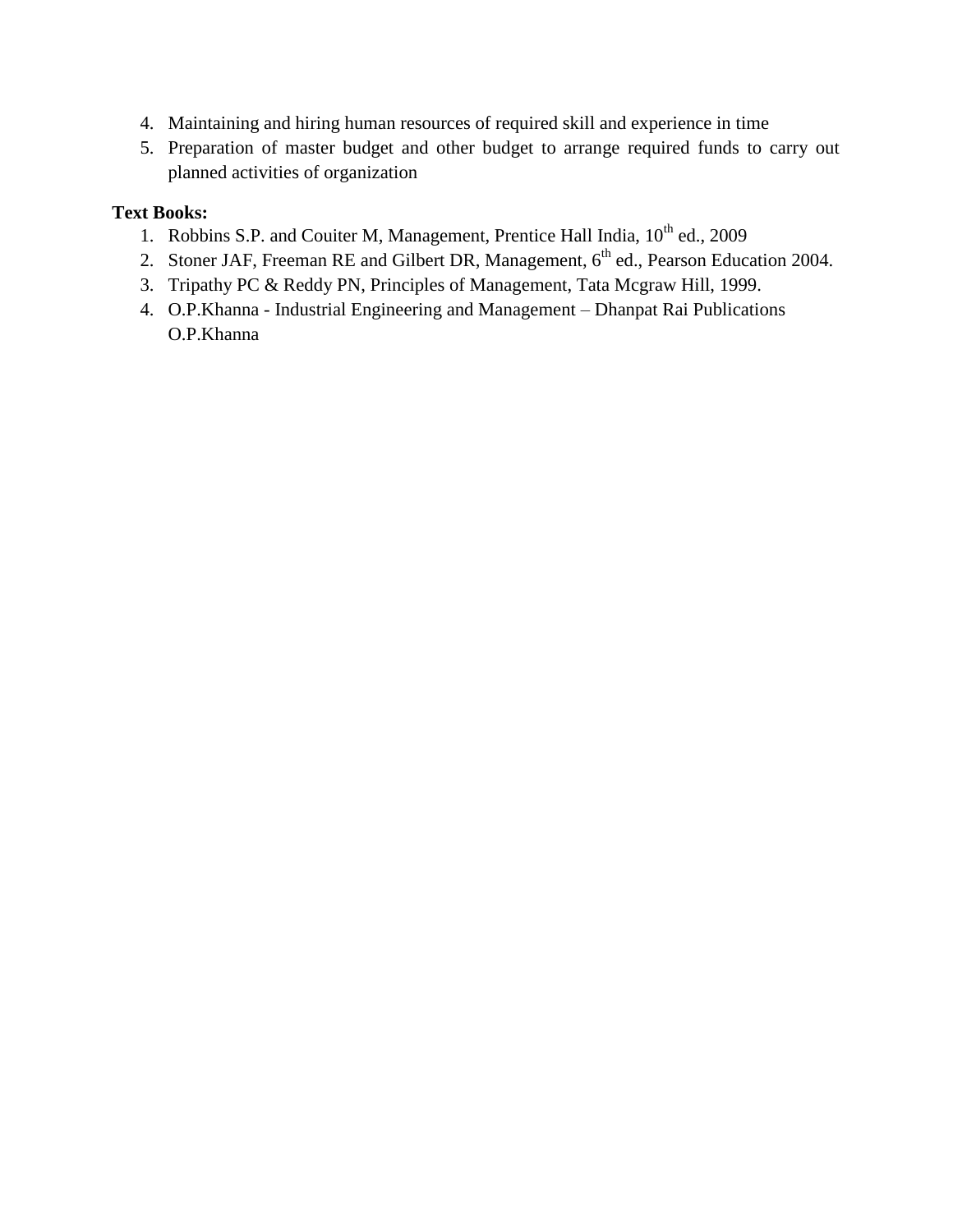4. Maintaining and hiring human resources of required skill and experience in time
5. Preparation of master budget and other budget to arrange required funds to carry out planned activities of organization

**Text Books:**

1. Robbins S.P. and Couiter M, Management, Prentice Hall India, 10th ed., 2009
2. Stoner JAF, Freeman RE and Gilbert DR, Management, 6th ed., Pearson Education 2004.
3. Tripathy PC & Reddy PN, Principles of Management, Tata Mcgraw Hill, 1999.
4. O.P.Khanna - Industrial Engineering and Management – Dhanpat Rai Publications O.P.Khanna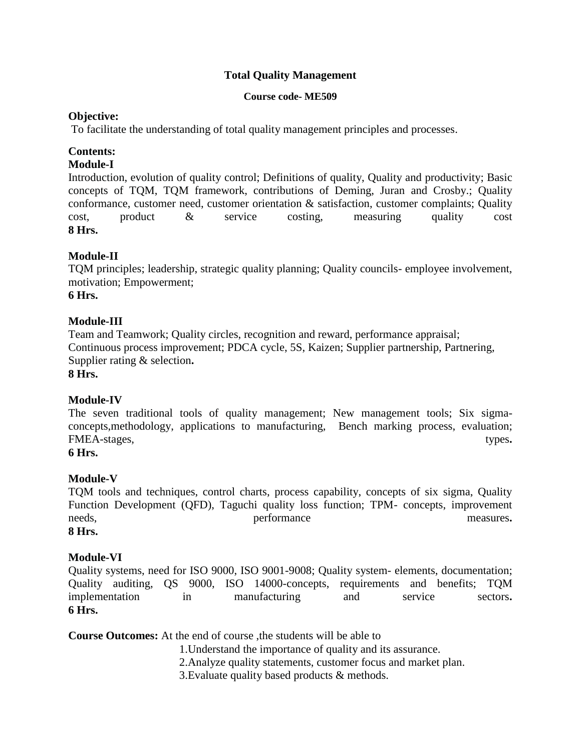# Total Quality Management

**Course code- ME509**

**Objective:**

To facilitate the understanding of total quality management principles and processes.

**Contents:**

**Module-I**

Introduction, evolution of quality control; Definitions of quality, Quality and productivity; Basic concepts of TQM, TQM framework, contributions of Deming, Juran and Crosby.; Quality conformance, customer need, customer orientation & satisfaction, customer complaints; Quality cost, product & service costing, measuring quality cost

**8 Hrs.**

**Module-II**

TQM principles; leadership, strategic quality planning; Quality councils- employee involvement, motivation; Empowerment;

**6 Hrs.**

**Module-III**

Team and Teamwork; Quality circles, recognition and reward, performance appraisal; Continuous process improvement; PDCA cycle, 5S, Kaizen; Supplier partnership, Partnering, Supplier rating & selection**.**

**8 Hrs.**

**Module-IV**

The seven traditional tools of quality management; New management tools; Six sigma-concepts,methodology, applications to manufacturing, Bench marking process, evaluation; FMEA-stages, types**.**

**6 Hrs.**

**Module-V**

TQM tools and techniques, control charts, process capability, concepts of six sigma, Quality Function Development (QFD), Taguchi quality loss function; TPM- concepts, improvement needs, performance measures**.**

**8 Hrs.**

**Module-VI**

Quality systems, need for ISO 9000, ISO 9001-9008; Quality system- elements, documentation; Quality auditing, QS 9000, ISO 14000-concepts, requirements and benefits; TQM implementation in manufacturing and service sectors**.**

**6 Hrs.**

**Course Outcomes:** At the end of course ,the students will be able to

1. Understand the importance of quality and its assurance.
2. Analyze quality statements, customer focus and market plan.
3. Evaluate quality based products & methods.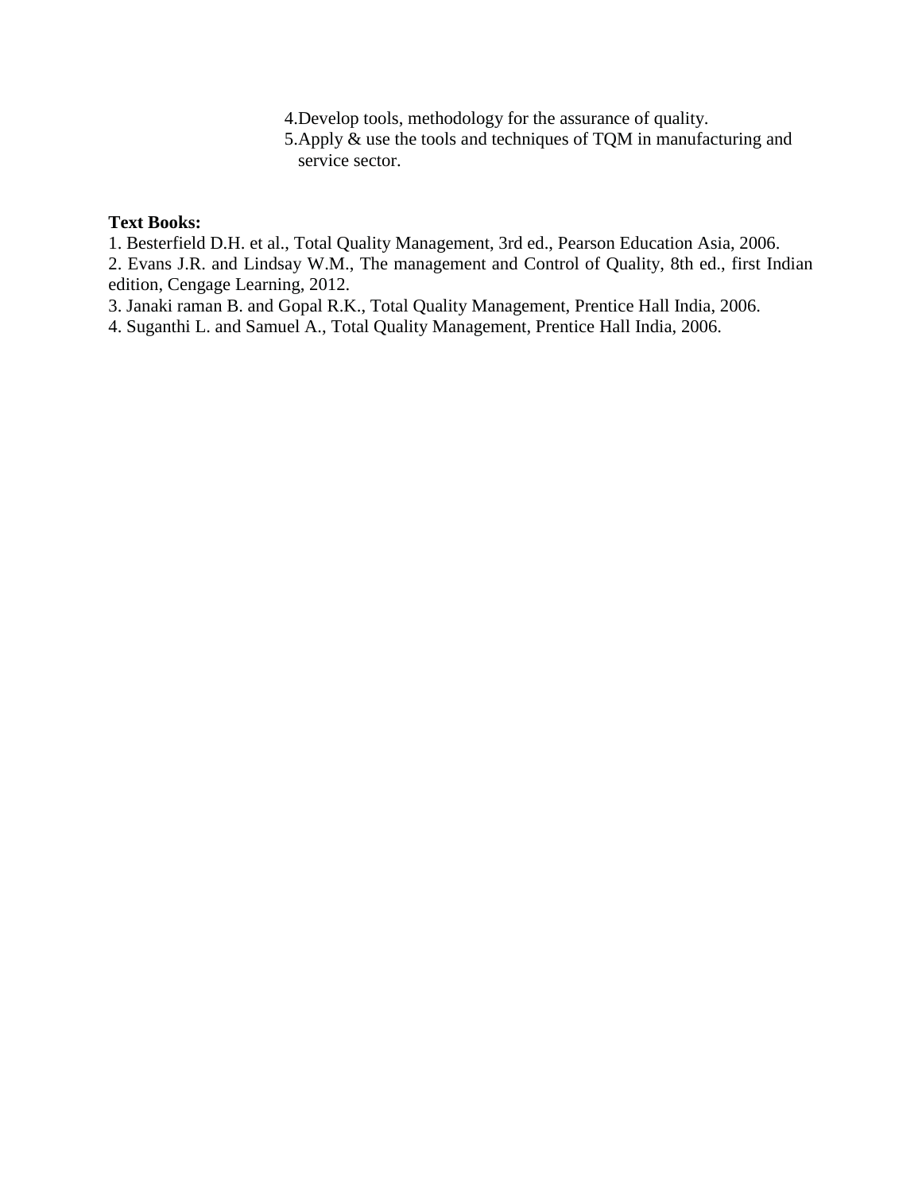4. Develop tools, methodology for the assurance of quality.
5. Apply & use the tools and techniques of TQM in manufacturing and service sector.

**Text Books:**

1. Besterfield D.H. et al., Total Quality Management, 3rd ed., Pearson Education Asia, 2006.
2. Evans J.R. and Lindsay W.M., The management and Control of Quality, 8th ed., first Indian edition, Cengage Learning, 2012.
3. Janaki raman B. and Gopal R.K., Total Quality Management, Prentice Hall India, 2006.
4. Suganthi L. and Samuel A., Total Quality Management, Prentice Hall India, 2006.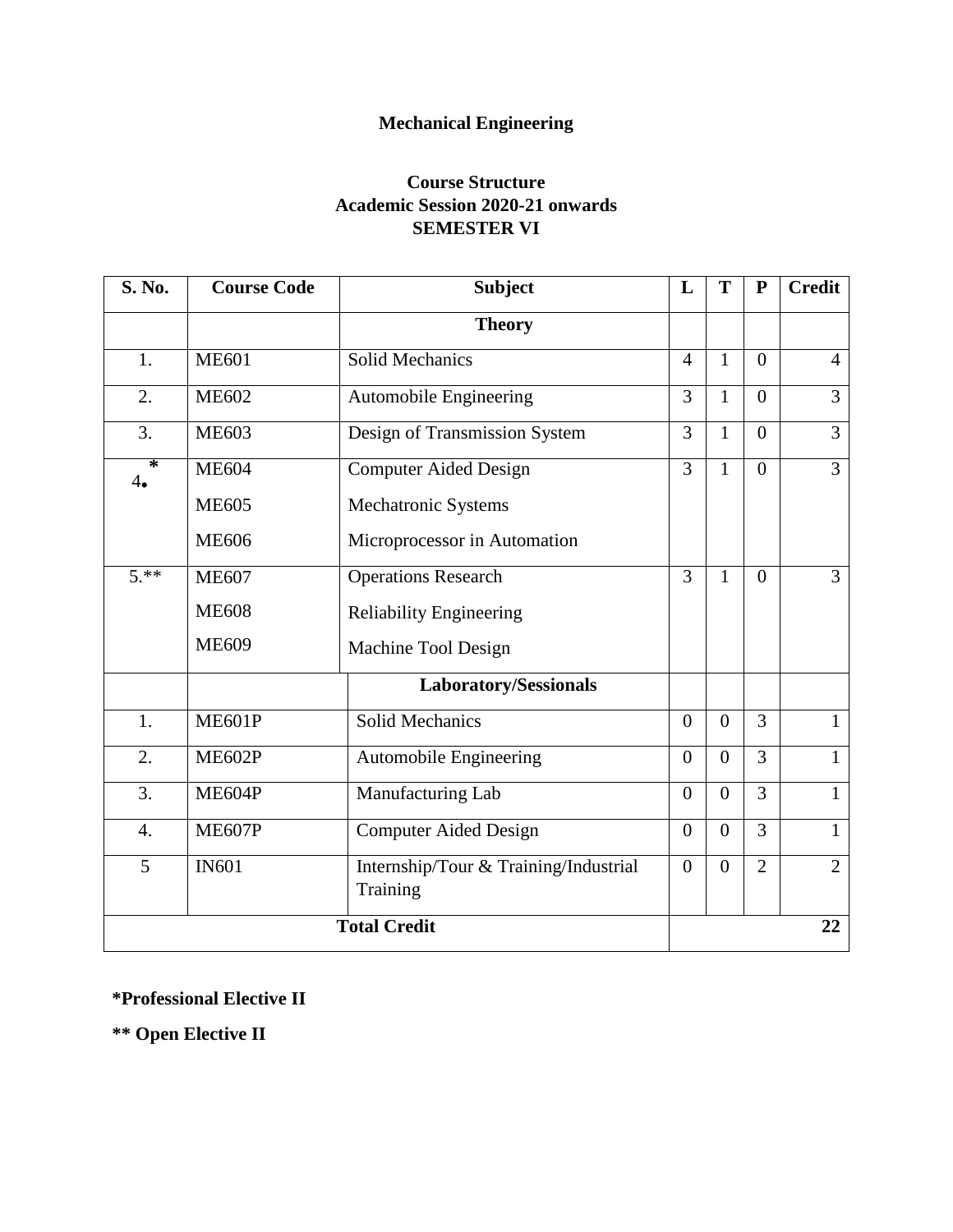**Mechanical Engineering**

**Course Structure**
**Academic Session 2020-21 onwards**
**SEMESTER VI**

| S. No. | Course Code | Subject | L | T | P | Credit |
|---|---|---|---|---|---|---|
| | | **Theory** | | | | |
| 1. | ME601 | Solid Mechanics | 4 | 1 | 0 | 4 |
| 2. | ME602 | Automobile Engineering | 3 | 1 | 0 | 3 |
| 3. | ME603 | Design of Transmission System | 3 | 1 | 0 | 3 |
| 4.* | ME604<br>ME605<br>ME606 | Computer Aided Design<br>Mechatronic Systems<br>Microprocessor in Automation | 3 | 1 | 0 | 3 |
| 5.** | ME607<br>ME608<br>ME609 | Operations Research<br>Reliability Engineering<br>Machine Tool Design | 3 | 1 | 0 | 3 |
| | | **Laboratory/Sessionals** | | | | |
| 1. | ME601P | Solid Mechanics | 0 | 0 | 3 | 1 |
| 2. | ME602P | Automobile Engineering | 0 | 0 | 3 | 1 |
| 3. | ME604P | Manufacturing Lab | 0 | 0 | 3 | 1 |
| 4. | ME607P | Computer Aided Design | 0 | 0 | 3 | 1 |
| 5 | IN601 | Internship/Tour & Training/Industrial Training | 0 | 0 | 2 | 2 |
| **Total Credit** | | | | | | **22** |

**\*Professional Elective II**

**\*\* Open Elective II**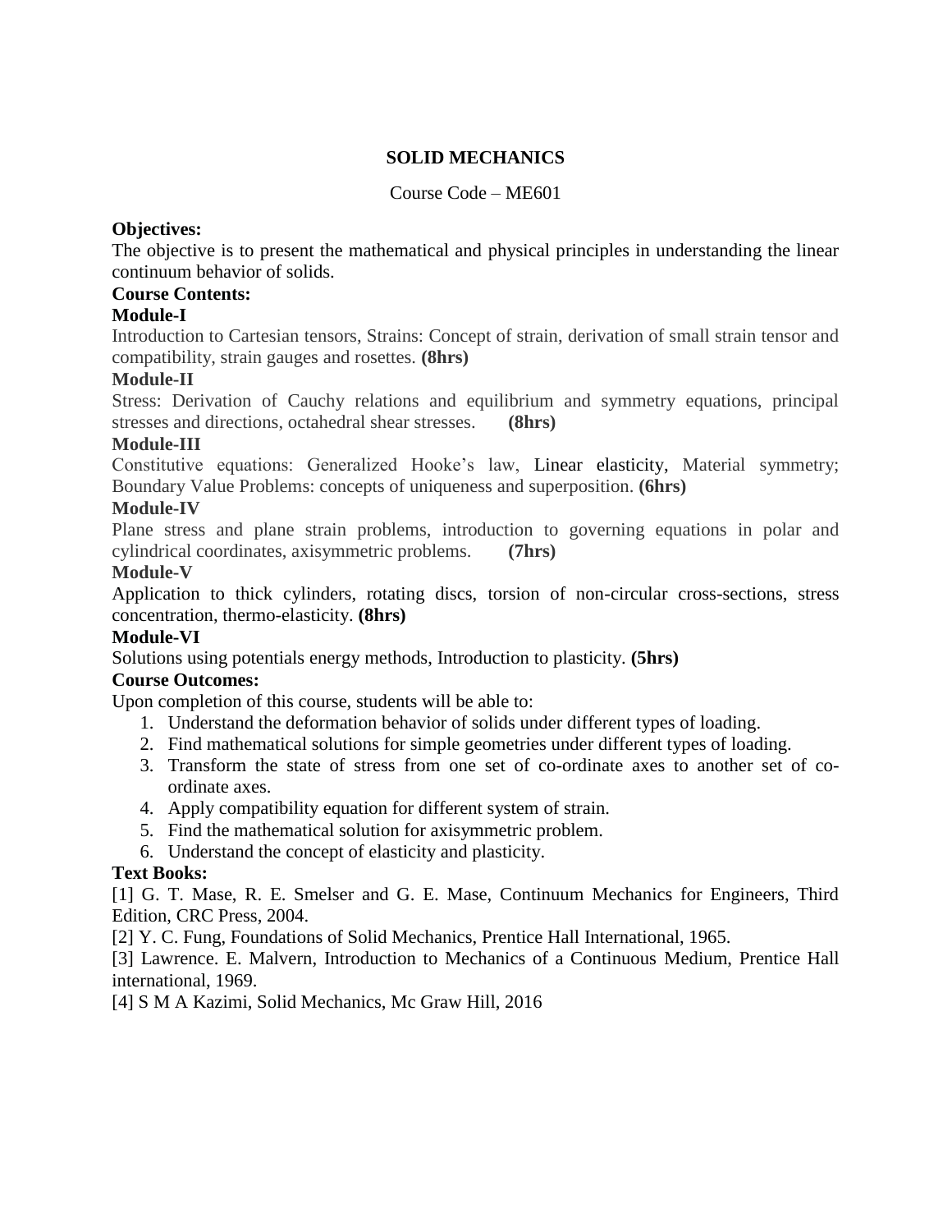# SOLID MECHANICS

Course Code – ME601

**Objectives:**

The objective is to present the mathematical and physical principles in understanding the linear continuum behavior of solids.

**Course Contents:**

**Module-I**

Introduction to Cartesian tensors, Strains: Concept of strain, derivation of small strain tensor and compatibility, strain gauges and rosettes. **(8hrs)**

**Module-II**

Stress: Derivation of Cauchy relations and equilibrium and symmetry equations, principal stresses and directions, octahedral shear stresses. **(8hrs)**

**Module-III**

Constitutive equations: Generalized Hooke's law, Linear elasticity, Material symmetry; Boundary Value Problems: concepts of uniqueness and superposition. **(6hrs)**

**Module-IV**

Plane stress and plane strain problems, introduction to governing equations in polar and cylindrical coordinates, axisymmetric problems. **(7hrs)**

**Module-V**

Application to thick cylinders, rotating discs, torsion of non-circular cross-sections, stress concentration, thermo-elasticity. **(8hrs)**

**Module-VI**

Solutions using potentials energy methods, Introduction to plasticity. **(5hrs)**

**Course Outcomes:**

Upon completion of this course, students will be able to:

1. Understand the deformation behavior of solids under different types of loading.
2. Find mathematical solutions for simple geometries under different types of loading.
3. Transform the state of stress from one set of co-ordinate axes to another set of co-ordinate axes.
4. Apply compatibility equation for different system of strain.
5. Find the mathematical solution for axisymmetric problem.
6. Understand the concept of elasticity and plasticity.

**Text Books:**

[1] G. T. Mase, R. E. Smelser and G. E. Mase, Continuum Mechanics for Engineers, Third Edition, CRC Press, 2004.

[2] Y. C. Fung, Foundations of Solid Mechanics, Prentice Hall International, 1965.

[3] Lawrence. E. Malvern, Introduction to Mechanics of a Continuous Medium, Prentice Hall international, 1969.

[4] S M A Kazimi, Solid Mechanics, Mc Graw Hill, 2016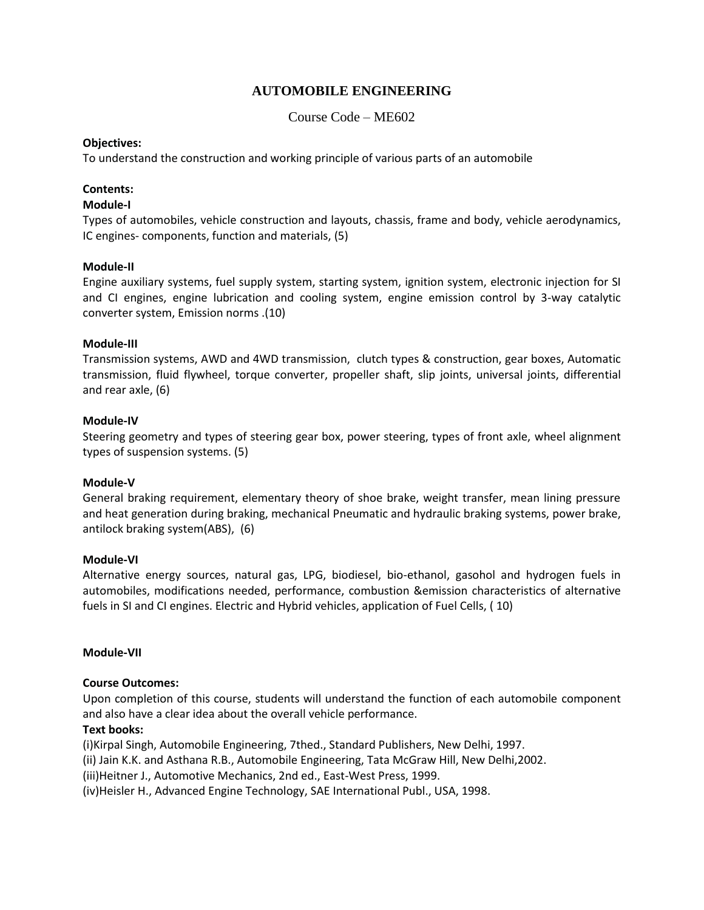# AUTOMOBILE ENGINEERING

Course Code – ME602

**Objectives:**
To understand the construction and working principle of various parts of an automobile

**Contents:**

**Module-I**
Types of automobiles, vehicle construction and layouts, chassis, frame and body, vehicle aerodynamics, IC engines- components, function and materials, (5)

**Module-II**
Engine auxiliary systems, fuel supply system, starting system, ignition system, electronic injection for SI and CI engines, engine lubrication and cooling system, engine emission control by 3-way catalytic converter system, Emission norms .(10)

**Module-III**
Transmission systems, AWD and 4WD transmission, clutch types & construction, gear boxes, Automatic transmission, fluid flywheel, torque converter, propeller shaft, slip joints, universal joints, differential and rear axle, (6)

**Module-IV**
Steering geometry and types of steering gear box, power steering, types of front axle, wheel alignment types of suspension systems. (5)

**Module-V**
General braking requirement, elementary theory of shoe brake, weight transfer, mean lining pressure and heat generation during braking, mechanical Pneumatic and hydraulic braking systems, power brake, antilock braking system(ABS), (6)

**Module-VI**
Alternative energy sources, natural gas, LPG, biodiesel, bio-ethanol, gasohol and hydrogen fuels in automobiles, modifications needed, performance, combustion &emission characteristics of alternative fuels in SI and CI engines. Electric and Hybrid vehicles, application of Fuel Cells, ( 10)

**Module-VII**

**Course Outcomes:**
Upon completion of this course, students will understand the function of each automobile component and also have a clear idea about the overall vehicle performance.

**Text books:**
(i)Kirpal Singh, Automobile Engineering, 7thed., Standard Publishers, New Delhi, 1997.
(ii) Jain K.K. and Asthana R.B., Automobile Engineering, Tata McGraw Hill, New Delhi,2002.
(iii)Heitner J., Automotive Mechanics, 2nd ed., East-West Press, 1999.
(iv)Heisler H., Advanced Engine Technology, SAE International Publ., USA, 1998.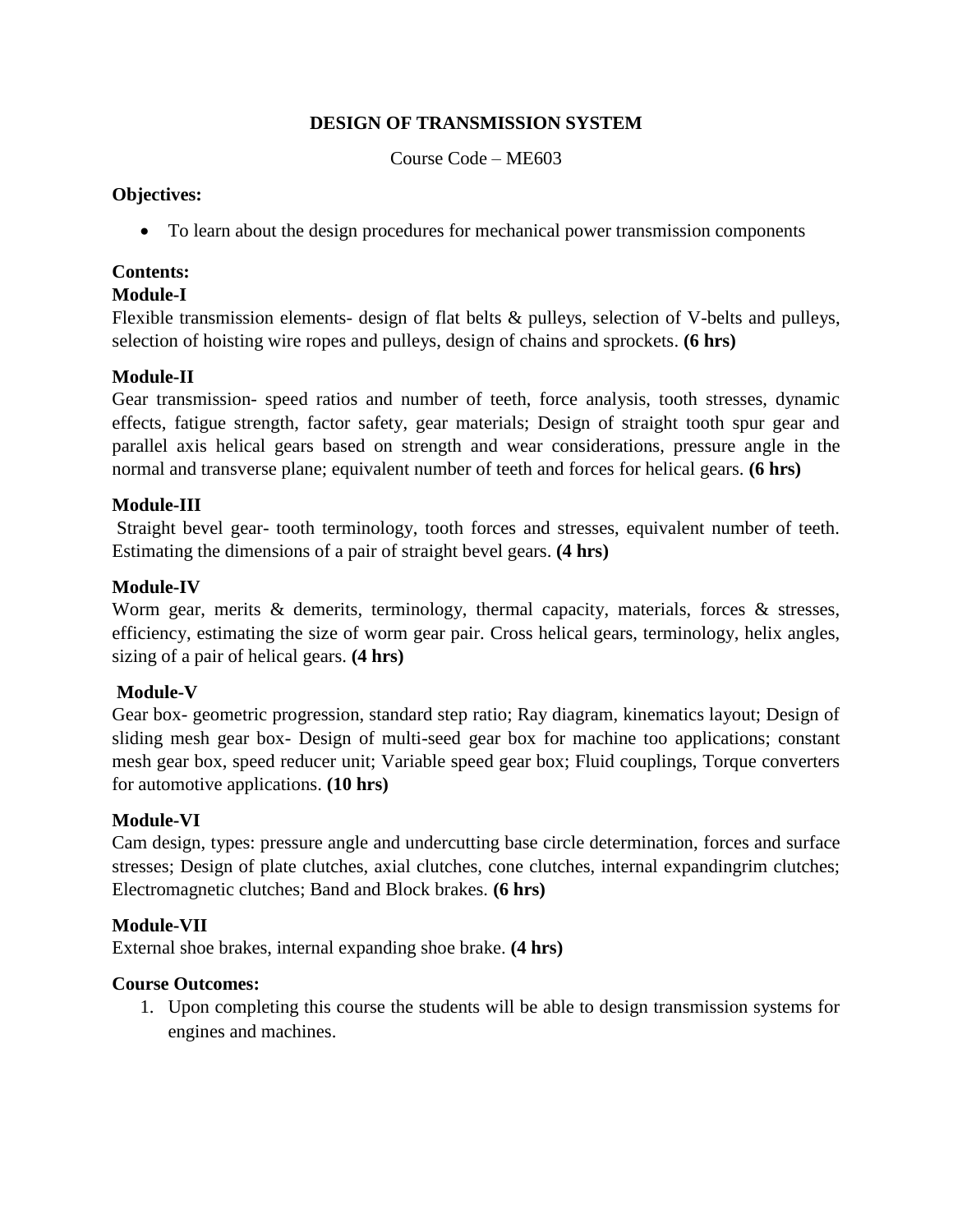# DESIGN OF TRANSMISSION SYSTEM

Course Code – ME603

**Objectives:**

- To learn about the design procedures for mechanical power transmission components

**Contents:**

**Module-I**

Flexible transmission elements- design of flat belts & pulleys, selection of V-belts and pulleys, selection of hoisting wire ropes and pulleys, design of chains and sprockets. **(6 hrs)**

**Module-II**

Gear transmission- speed ratios and number of teeth, force analysis, tooth stresses, dynamic effects, fatigue strength, factor safety, gear materials; Design of straight tooth spur gear and parallel axis helical gears based on strength and wear considerations, pressure angle in the normal and transverse plane; equivalent number of teeth and forces for helical gears. **(6 hrs)**

**Module-III**

Straight bevel gear- tooth terminology, tooth forces and stresses, equivalent number of teeth. Estimating the dimensions of a pair of straight bevel gears. **(4 hrs)**

**Module-IV**

Worm gear, merits & demerits, terminology, thermal capacity, materials, forces & stresses, efficiency, estimating the size of worm gear pair. Cross helical gears, terminology, helix angles, sizing of a pair of helical gears. **(4 hrs)**

**Module-V**

Gear box- geometric progression, standard step ratio; Ray diagram, kinematics layout; Design of sliding mesh gear box- Design of multi-seed gear box for machine too applications; constant mesh gear box, speed reducer unit; Variable speed gear box; Fluid couplings, Torque converters for automotive applications. **(10 hrs)**

**Module-VI**

Cam design, types: pressure angle and undercutting base circle determination, forces and surface stresses; Design of plate clutches, axial clutches, cone clutches, internal expandingrim clutches; Electromagnetic clutches; Band and Block brakes. **(6 hrs)**

**Module-VII**

External shoe brakes, internal expanding shoe brake. **(4 hrs)**

**Course Outcomes:**

1. Upon completing this course the students will be able to design transmission systems for engines and machines.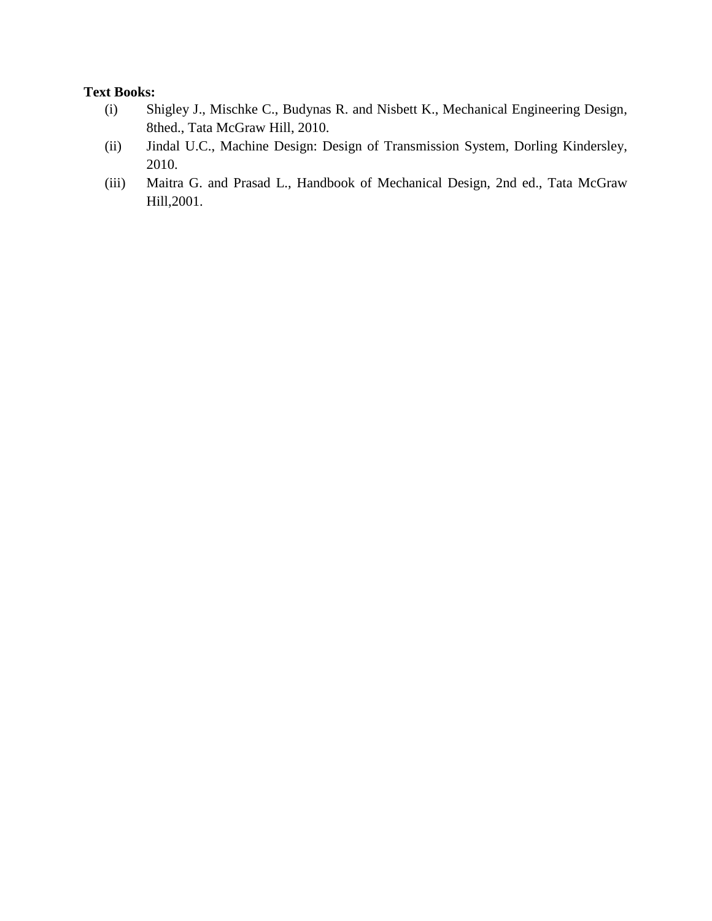**Text Books:**

(i) Shigley J., Mischke C., Budynas R. and Nisbett K., Mechanical Engineering Design, 8thed., Tata McGraw Hill, 2010.

(ii) Jindal U.C., Machine Design: Design of Transmission System, Dorling Kindersley, 2010.

(iii) Maitra G. and Prasad L., Handbook of Mechanical Design, 2nd ed., Tata McGraw Hill,2001.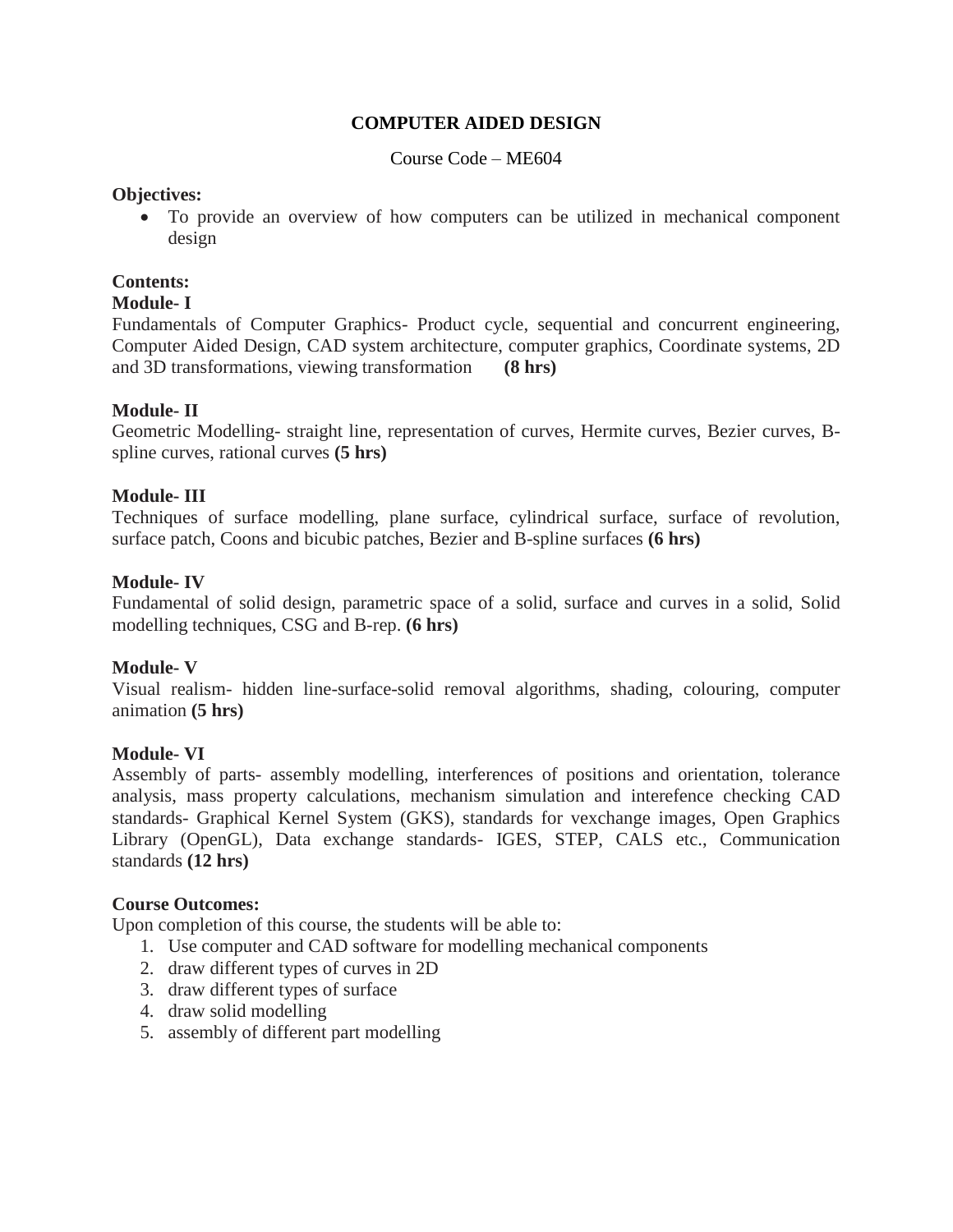# COMPUTER AIDED DESIGN

Course Code – ME604

**Objectives:**

- To provide an overview of how computers can be utilized in mechanical component design

**Contents:**

**Module- I**

Fundamentals of Computer Graphics- Product cycle, sequential and concurrent engineering, Computer Aided Design, CAD system architecture, computer graphics, Coordinate systems, 2D and 3D transformations, viewing transformation **(8 hrs)**

**Module- II**

Geometric Modelling- straight line, representation of curves, Hermite curves, Bezier curves, B-spline curves, rational curves **(5 hrs)**

**Module- III**

Techniques of surface modelling, plane surface, cylindrical surface, surface of revolution, surface patch, Coons and bicubic patches, Bezier and B-spline surfaces **(6 hrs)**

**Module- IV**

Fundamental of solid design, parametric space of a solid, surface and curves in a solid, Solid modelling techniques, CSG and B-rep. **(6 hrs)**

**Module- V**

Visual realism- hidden line-surface-solid removal algorithms, shading, colouring, computer animation **(5 hrs)**

**Module- VI**

Assembly of parts- assembly modelling, interferences of positions and orientation, tolerance analysis, mass property calculations, mechanism simulation and interefence checking CAD standards- Graphical Kernel System (GKS), standards for vexchange images, Open Graphics Library (OpenGL), Data exchange standards- IGES, STEP, CALS etc., Communication standards **(12 hrs)**

**Course Outcomes:**

Upon completion of this course, the students will be able to:

1. Use computer and CAD software for modelling mechanical components
2. draw different types of curves in 2D
3. draw different types of surface
4. draw solid modelling
5. assembly of different part modelling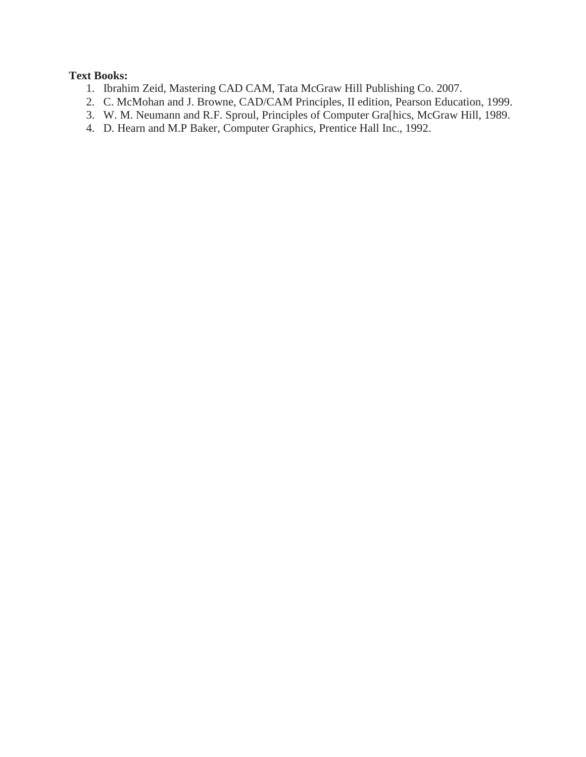**Text Books:**

1. Ibrahim Zeid, Mastering CAD CAM, Tata McGraw Hill Publishing Co. 2007.
2. C. McMohan and J. Browne, CAD/CAM Principles, II edition, Pearson Education, 1999.
3. W. M. Neumann and R.F. Sproul, Principles of Computer Gra[hics, McGraw Hill, 1989.
4. D. Hearn and M.P Baker, Computer Graphics, Prentice Hall Inc., 1992.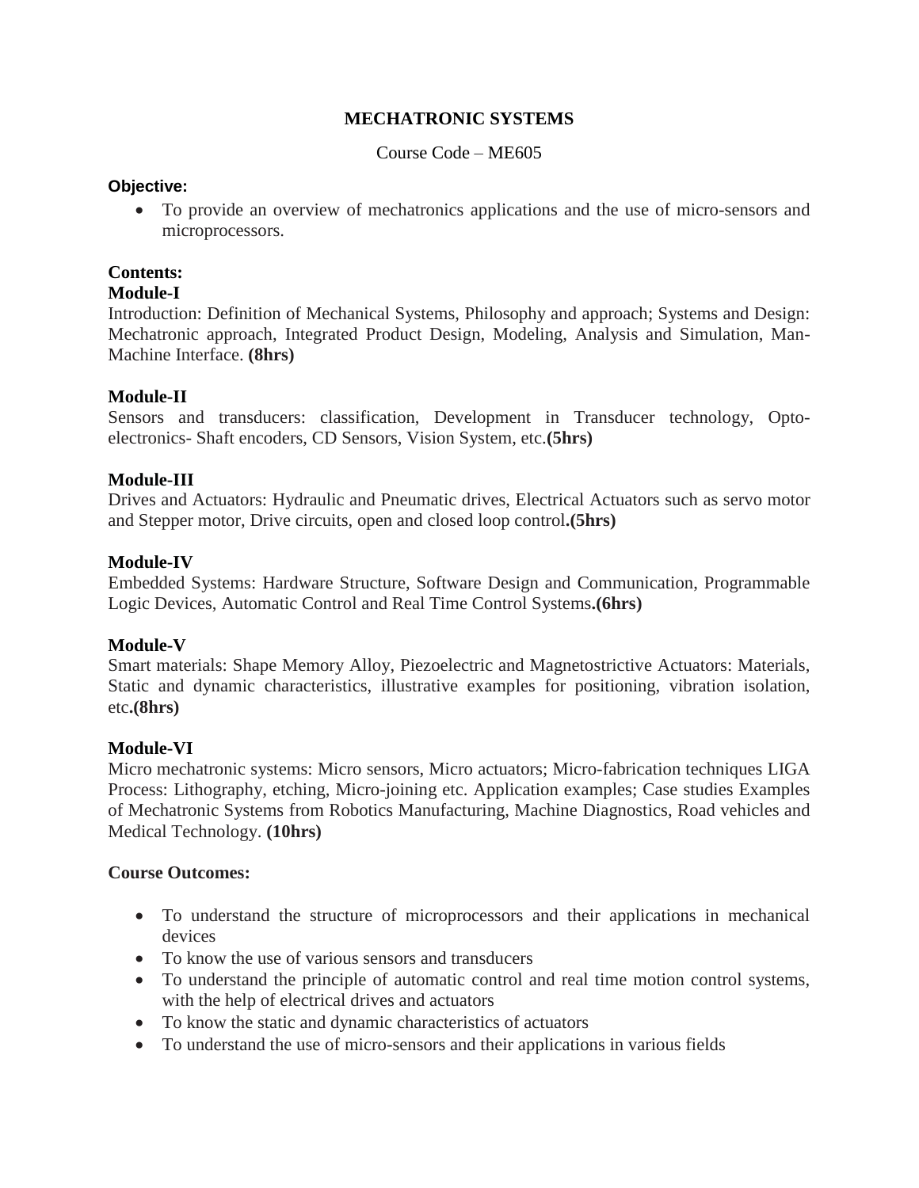# MECHATRONIC SYSTEMS

Course Code – ME605

**Objective:**

- To provide an overview of mechatronics applications and the use of micro-sensors and microprocessors.

**Contents:**

**Module-I**

Introduction: Definition of Mechanical Systems, Philosophy and approach; Systems and Design: Mechatronic approach, Integrated Product Design, Modeling, Analysis and Simulation, Man-Machine Interface. **(8hrs)**

**Module-II**

Sensors and transducers: classification, Development in Transducer technology, Opto-electronics- Shaft encoders, CD Sensors, Vision System, etc.**(5hrs)**

**Module-III**

Drives and Actuators: Hydraulic and Pneumatic drives, Electrical Actuators such as servo motor and Stepper motor, Drive circuits, open and closed loop control**.(5hrs)**

**Module-IV**

Embedded Systems: Hardware Structure, Software Design and Communication, Programmable Logic Devices, Automatic Control and Real Time Control Systems**.(6hrs)**

**Module-V**

Smart materials: Shape Memory Alloy, Piezoelectric and Magnetostrictive Actuators: Materials, Static and dynamic characteristics, illustrative examples for positioning, vibration isolation, etc**.(8hrs)**

**Module-VI**

Micro mechatronic systems: Micro sensors, Micro actuators; Micro-fabrication techniques LIGA Process: Lithography, etching, Micro-joining etc. Application examples; Case studies Examples of Mechatronic Systems from Robotics Manufacturing, Machine Diagnostics, Road vehicles and Medical Technology. **(10hrs)**

**Course Outcomes:**

- To understand the structure of microprocessors and their applications in mechanical devices
- To know the use of various sensors and transducers
- To understand the principle of automatic control and real time motion control systems, with the help of electrical drives and actuators
- To know the static and dynamic characteristics of actuators
- To understand the use of micro-sensors and their applications in various fields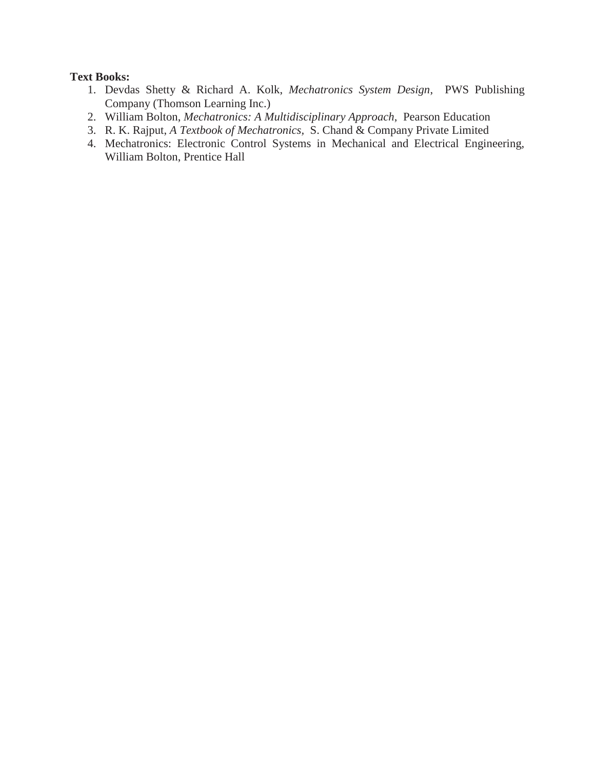**Text Books:**

1. Devdas Shetty & Richard A. Kolk, *Mechatronics System Design*, PWS Publishing Company (Thomson Learning Inc.)
2. William Bolton, *Mechatronics: A Multidisciplinary Approach*, Pearson Education
3. R. K. Rajput, *A Textbook of Mechatronics*, S. Chand & Company Private Limited
4. Mechatronics: Electronic Control Systems in Mechanical and Electrical Engineering, William Bolton, Prentice Hall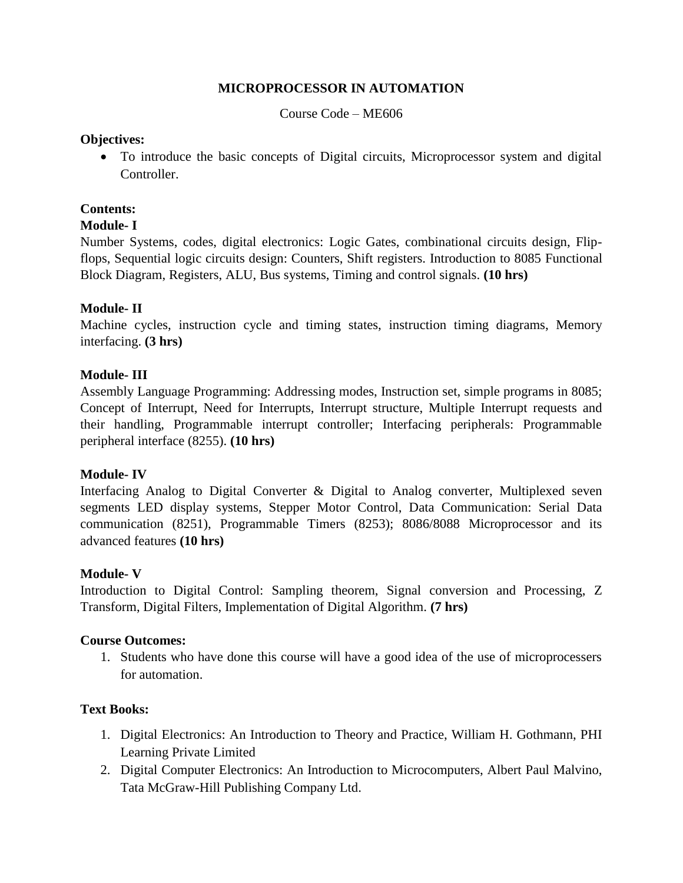# MICROPROCESSOR IN AUTOMATION

Course Code – ME606

**Objectives:**

- To introduce the basic concepts of Digital circuits, Microprocessor system and digital Controller.

**Contents:**

**Module- I**

Number Systems, codes, digital electronics: Logic Gates, combinational circuits design, Flip-flops, Sequential logic circuits design: Counters, Shift registers. Introduction to 8085 Functional Block Diagram, Registers, ALU, Bus systems, Timing and control signals. **(10 hrs)**

**Module- II**

Machine cycles, instruction cycle and timing states, instruction timing diagrams, Memory interfacing. **(3 hrs)**

**Module- III**

Assembly Language Programming: Addressing modes, Instruction set, simple programs in 8085; Concept of Interrupt, Need for Interrupts, Interrupt structure, Multiple Interrupt requests and their handling, Programmable interrupt controller; Interfacing peripherals: Programmable peripheral interface (8255). **(10 hrs)**

**Module- IV**

Interfacing Analog to Digital Converter & Digital to Analog converter, Multiplexed seven segments LED display systems, Stepper Motor Control, Data Communication: Serial Data communication (8251), Programmable Timers (8253); 8086/8088 Microprocessor and its advanced features **(10 hrs)**

**Module- V**

Introduction to Digital Control: Sampling theorem, Signal conversion and Processing, Z Transform, Digital Filters, Implementation of Digital Algorithm. **(7 hrs)**

**Course Outcomes:**

1. Students who have done this course will have a good idea of the use of microprocessers for automation.

**Text Books:**

1. Digital Electronics: An Introduction to Theory and Practice, William H. Gothmann, PHI Learning Private Limited
2. Digital Computer Electronics: An Introduction to Microcomputers, Albert Paul Malvino, Tata McGraw-Hill Publishing Company Ltd.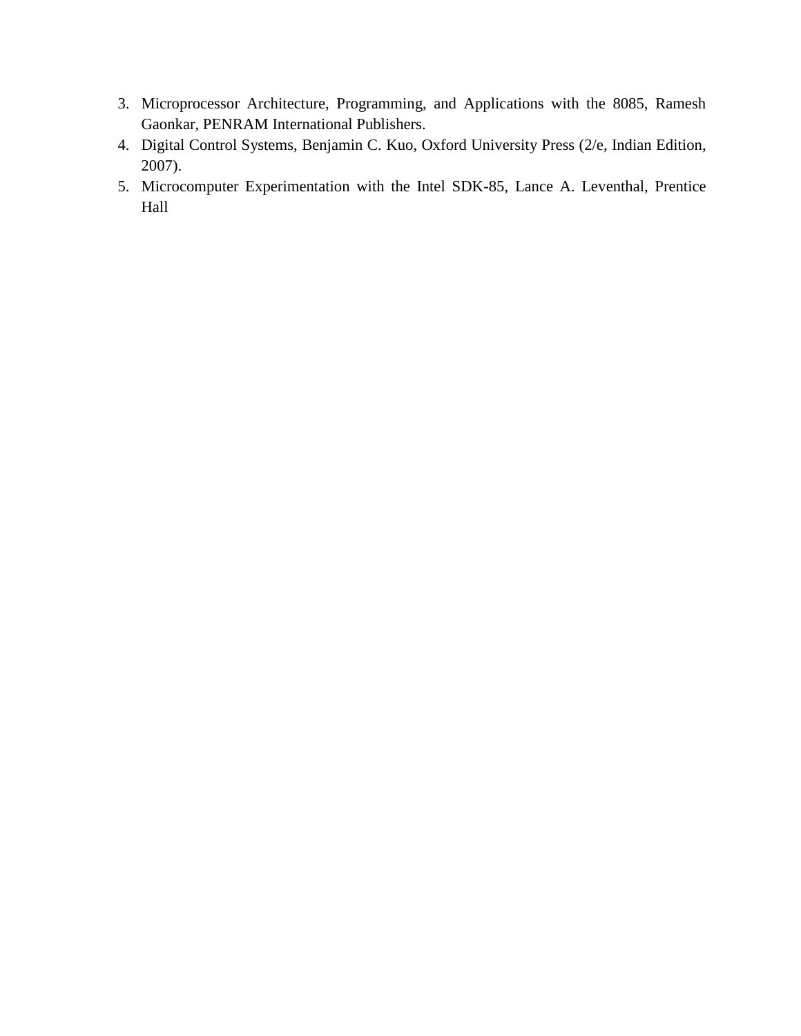3. Microprocessor Architecture, Programming, and Applications with the 8085, Ramesh Gaonkar, PENRAM International Publishers.
4. Digital Control Systems, Benjamin C. Kuo, Oxford University Press (2/e, Indian Edition, 2007).
5. Microcomputer Experimentation with the Intel SDK-85, Lance A. Leventhal, Prentice Hall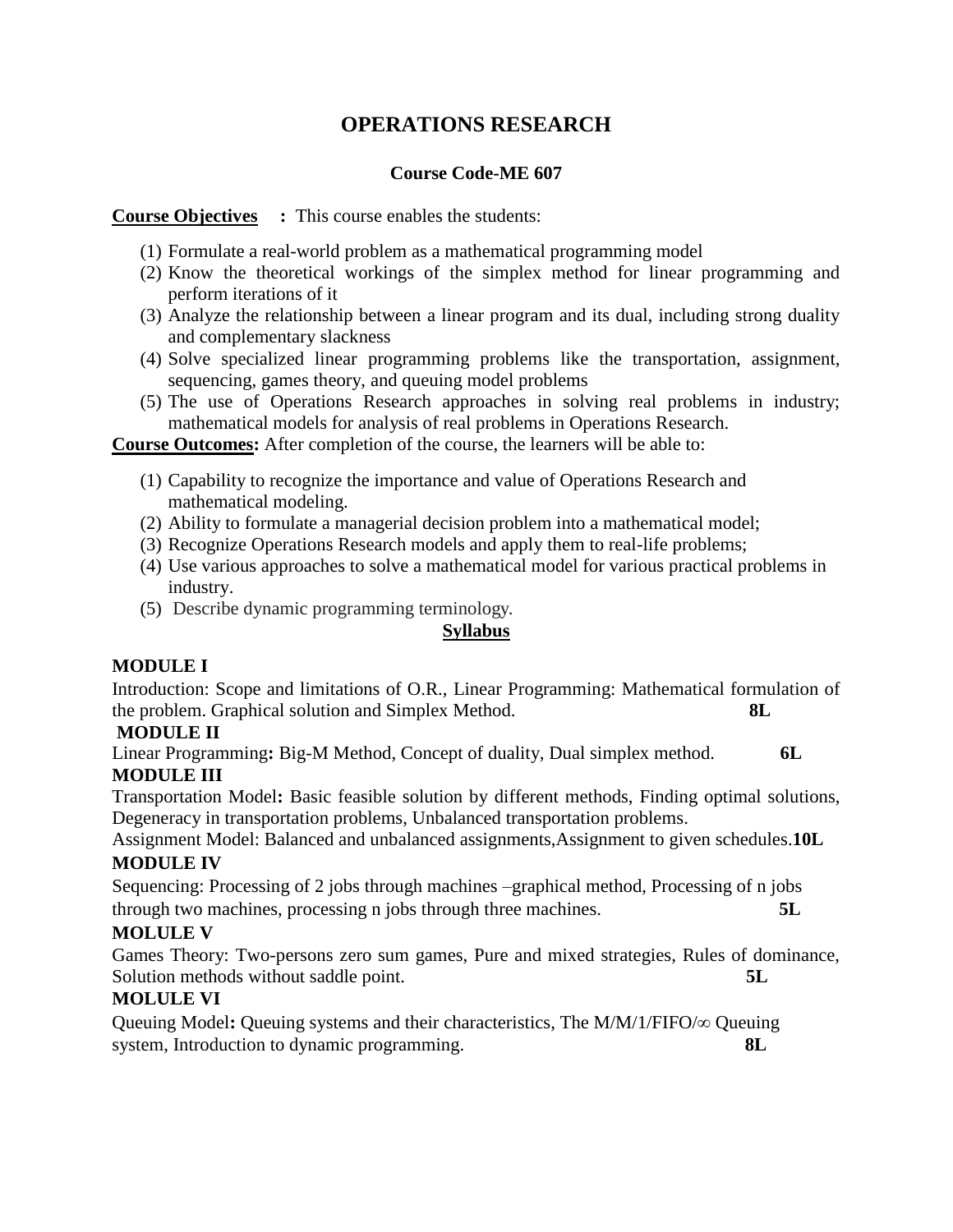# OPERATIONS RESEARCH

**Course Code-ME 607**

**Course Objectives** **:** This course enables the students:

(1) Formulate a real-world problem as a mathematical programming model
(2) Know the theoretical workings of the simplex method for linear programming and perform iterations of it
(3) Analyze the relationship between a linear program and its dual, including strong duality and complementary slackness
(4) Solve specialized linear programming problems like the transportation, assignment, sequencing, games theory, and queuing model problems
(5) The use of Operations Research approaches in solving real problems in industry; mathematical models for analysis of real problems in Operations Research.

**Course Outcomes:** After completion of the course, the learners will be able to:

(1) Capability to recognize the importance and value of Operations Research and mathematical modeling.
(2) Ability to formulate a managerial decision problem into a mathematical model;
(3) Recognize Operations Research models and apply them to real-life problems;
(4) Use various approaches to solve a mathematical model for various practical problems in industry.
(5) Describe dynamic programming terminology.

**Syllabus**

**MODULE I**

Introduction: Scope and limitations of O.R., Linear Programming: Mathematical formulation of the problem. Graphical solution and Simplex Method. **8L**

**MODULE II**

Linear Programming**:** Big-M Method, Concept of duality, Dual simplex method. **6L**

**MODULE III**

Transportation Model**:** Basic feasible solution by different methods, Finding optimal solutions, Degeneracy in transportation problems, Unbalanced transportation problems.

Assignment Model: Balanced and unbalanced assignments,Assignment to given schedules.**10L**

**MODULE IV**

Sequencing: Processing of 2 jobs through machines –graphical method, Processing of n jobs through two machines, processing n jobs through three machines. **5L**

**MOLULE V**

Games Theory: Two-persons zero sum games, Pure and mixed strategies, Rules of dominance, Solution methods without saddle point. **5L**

**MOLULE VI**

Queuing Model**:** Queuing systems and their characteristics, The M/M/1/FIFO/$\infty$ Queuing system, Introduction to dynamic programming. **8L**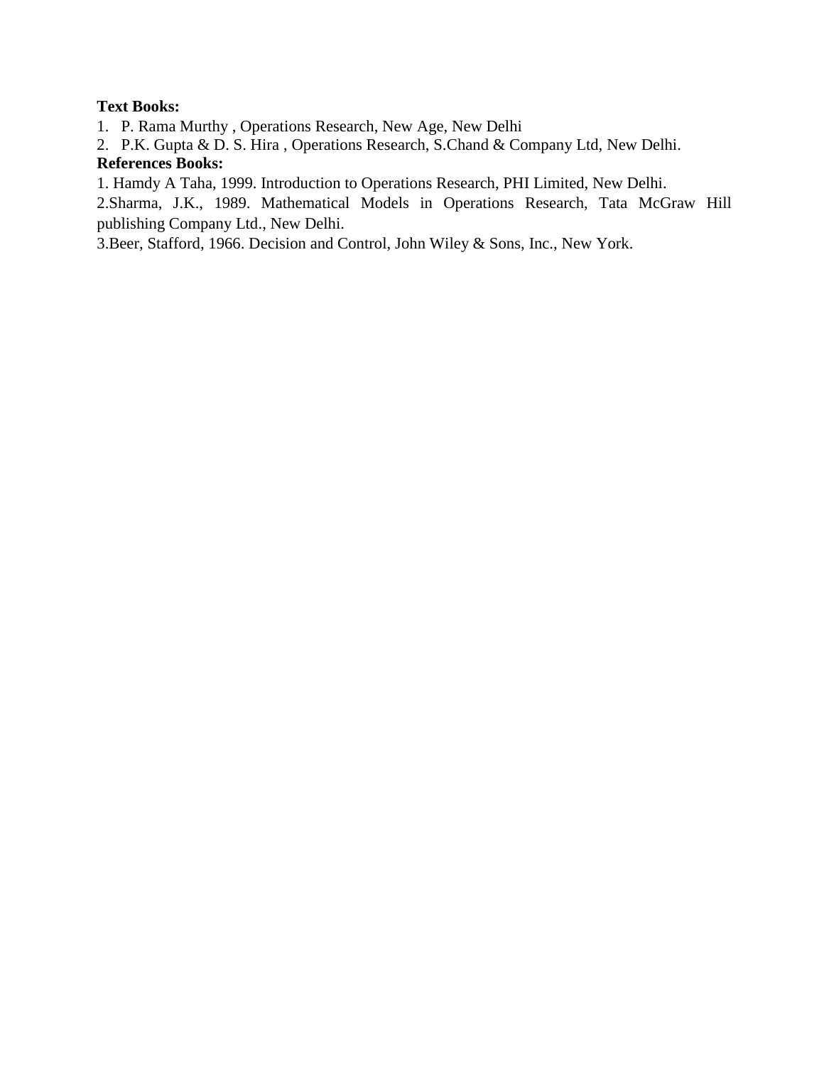**Text Books:**

1. P. Rama Murthy , Operations Research, New Age, New Delhi
2. P.K. Gupta & D. S. Hira , Operations Research, S.Chand & Company Ltd, New Delhi.

**References Books:**

1. Hamdy A Taha, 1999. Introduction to Operations Research, PHI Limited, New Delhi.
2. Sharma, J.K., 1989. Mathematical Models in Operations Research, Tata McGraw Hill publishing Company Ltd., New Delhi.
3. Beer, Stafford, 1966. Decision and Control, John Wiley & Sons, Inc., New York.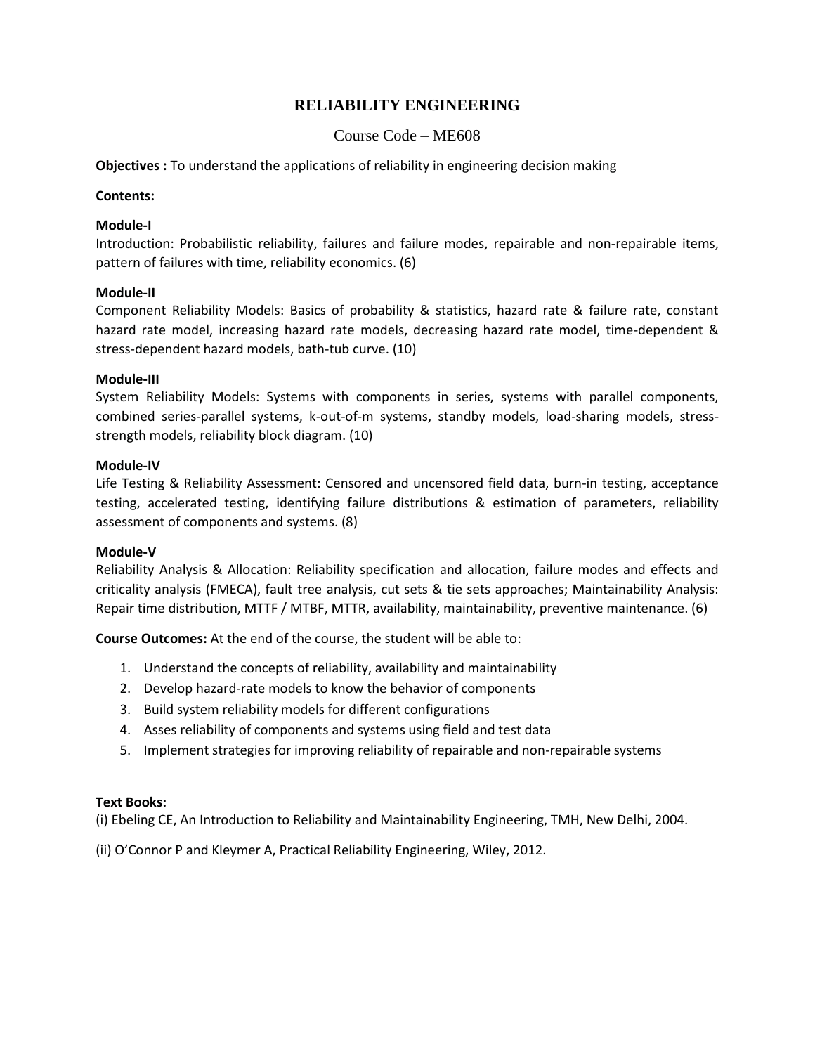# RELIABILITY ENGINEERING

Course Code – ME608

**Objectives :** To understand the applications of reliability in engineering decision making

**Contents:**

**Module-I**

Introduction: Probabilistic reliability, failures and failure modes, repairable and non-repairable items, pattern of failures with time, reliability economics. (6)

**Module-II**

Component Reliability Models: Basics of probability & statistics, hazard rate & failure rate, constant hazard rate model, increasing hazard rate models, decreasing hazard rate model, time-dependent & stress-dependent hazard models, bath-tub curve. (10)

**Module-III**

System Reliability Models: Systems with components in series, systems with parallel components, combined series-parallel systems, k-out-of-m systems, standby models, load-sharing models, stress-strength models, reliability block diagram. (10)

**Module-IV**

Life Testing & Reliability Assessment: Censored and uncensored field data, burn-in testing, acceptance testing, accelerated testing, identifying failure distributions & estimation of parameters, reliability assessment of components and systems. (8)

**Module-V**

Reliability Analysis & Allocation: Reliability specification and allocation, failure modes and effects and criticality analysis (FMECA), fault tree analysis, cut sets & tie sets approaches; Maintainability Analysis: Repair time distribution, MTTF / MTBF, MTTR, availability, maintainability, preventive maintenance. (6)

**Course Outcomes:** At the end of the course, the student will be able to:

1. Understand the concepts of reliability, availability and maintainability
2. Develop hazard-rate models to know the behavior of components
3. Build system reliability models for different configurations
4. Asses reliability of components and systems using field and test data
5. Implement strategies for improving reliability of repairable and non-repairable systems

**Text Books:**

(i) Ebeling CE, An Introduction to Reliability and Maintainability Engineering, TMH, New Delhi, 2004.

(ii) O'Connor P and Kleymer A, Practical Reliability Engineering, Wiley, 2012.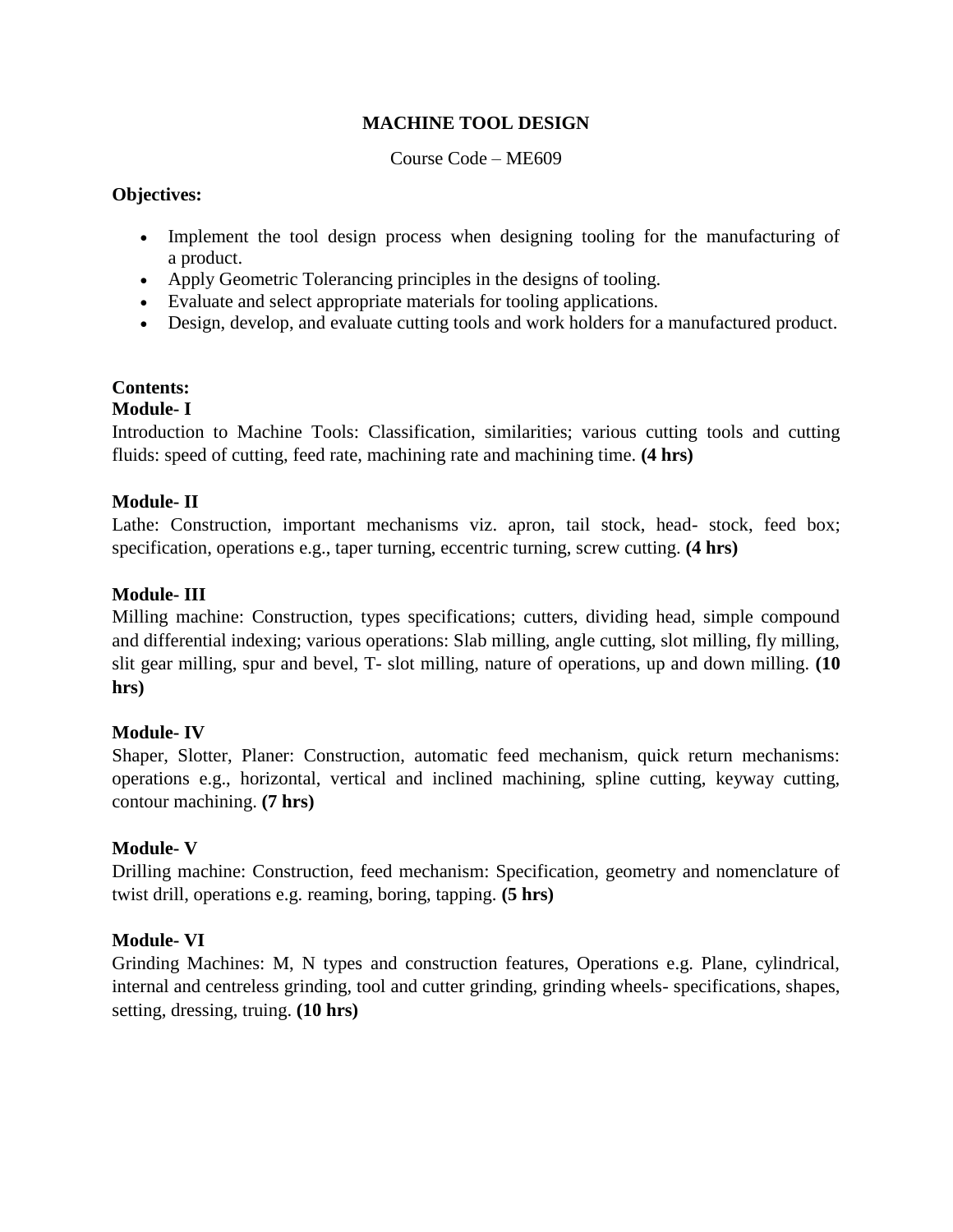# MACHINE TOOL DESIGN

Course Code – ME609

**Objectives:**

- Implement the tool design process when designing tooling for the manufacturing of a product.
- Apply Geometric Tolerancing principles in the designs of tooling.
- Evaluate and select appropriate materials for tooling applications.
- Design, develop, and evaluate cutting tools and work holders for a manufactured product.

**Contents:**

**Module- I**

Introduction to Machine Tools: Classification, similarities; various cutting tools and cutting fluids: speed of cutting, feed rate, machining rate and machining time. **(4 hrs)**

**Module- II**

Lathe: Construction, important mechanisms viz. apron, tail stock, head- stock, feed box; specification, operations e.g., taper turning, eccentric turning, screw cutting. **(4 hrs)**

**Module- III**

Milling machine: Construction, types specifications; cutters, dividing head, simple compound and differential indexing; various operations: Slab milling, angle cutting, slot milling, fly milling, slit gear milling, spur and bevel, T- slot milling, nature of operations, up and down milling. **(10 hrs)**

**Module- IV**

Shaper, Slotter, Planer: Construction, automatic feed mechanism, quick return mechanisms: operations e.g., horizontal, vertical and inclined machining, spline cutting, keyway cutting, contour machining. **(7 hrs)**

**Module- V**

Drilling machine: Construction, feed mechanism: Specification, geometry and nomenclature of twist drill, operations e.g. reaming, boring, tapping. **(5 hrs)**

**Module- VI**

Grinding Machines: M, N types and construction features, Operations e.g. Plane, cylindrical, internal and centreless grinding, tool and cutter grinding, grinding wheels- specifications, shapes, setting, dressing, truing. **(10 hrs)**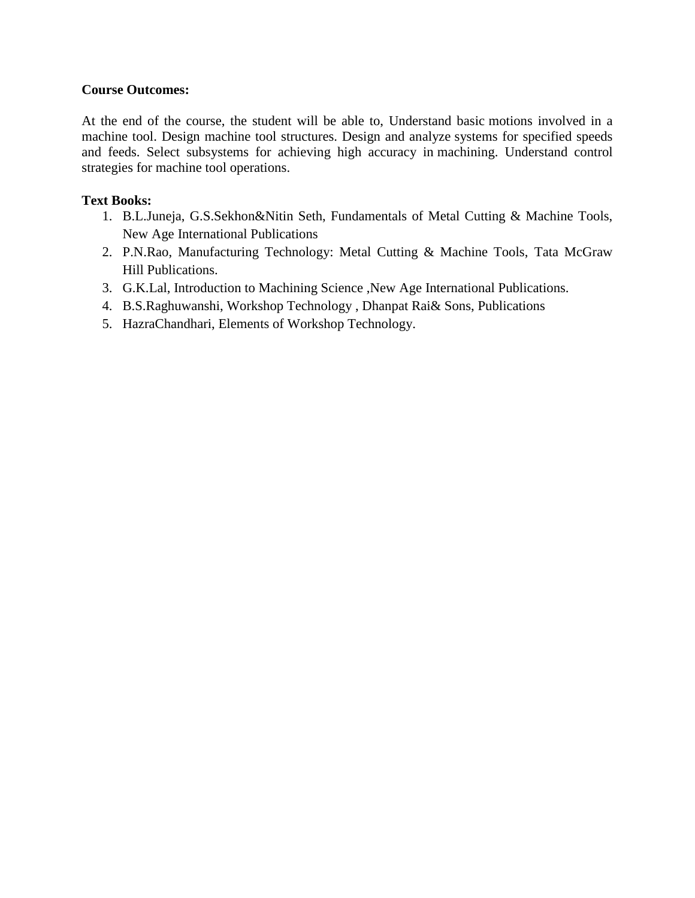**Course Outcomes:**

At the end of the course, the student will be able to, Understand basic motions involved in a machine tool. Design machine tool structures. Design and analyze systems for specified speeds and feeds. Select subsystems for achieving high accuracy in machining. Understand control strategies for machine tool operations.

**Text Books:**

1. B.L.Juneja, G.S.Sekhon&Nitin Seth, Fundamentals of Metal Cutting & Machine Tools, New Age International Publications
2. P.N.Rao, Manufacturing Technology: Metal Cutting & Machine Tools, Tata McGraw Hill Publications.
3. G.K.Lal, Introduction to Machining Science ,New Age International Publications.
4. B.S.Raghuwanshi, Workshop Technology , Dhanpat Rai& Sons, Publications
5. HazraChandhari, Elements of Workshop Technology.